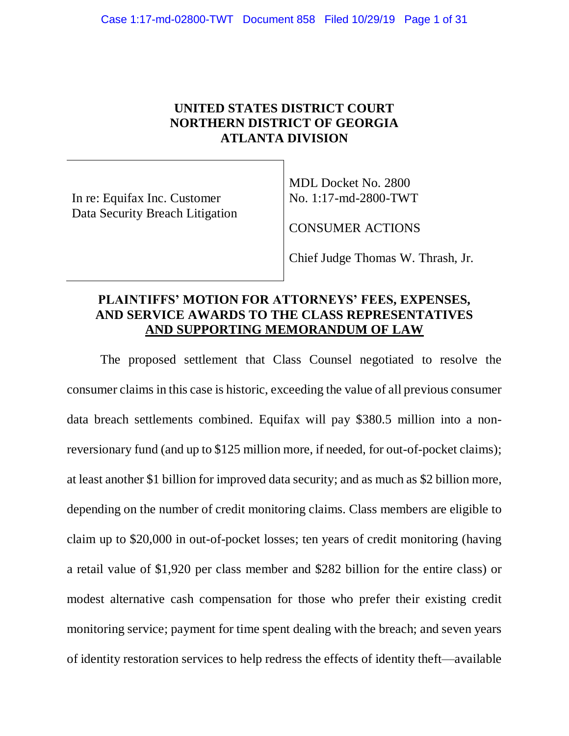UNITED STATES DISTRICT COURT
NORTHERN DISTRICT OF GEORGIA
ATLANTA DIVISION

| | |
|---|---|
| In re: Equifax Inc. Customer Data Security Breach Litigation | MDL Docket No. 2800<br>No. 1:17-md-2800-TWT<br><br>CONSUMER ACTIONS<br><br>Chief Judge Thomas W. Thrash, Jr. |

## PLAINTIFFS' MOTION FOR ATTORNEYS' FEES, EXPENSES, AND SERVICE AWARDS TO THE CLASS REPRESENTATIVES AND SUPPORTING MEMORANDUM OF LAW

The proposed settlement that Class Counsel negotiated to resolve the consumer claims in this case is historic, exceeding the value of all previous consumer data breach settlements combined. Equifax will pay $380.5 million into a non-reversionary fund (and up to $125 million more, if needed, for out-of-pocket claims); at least another $1 billion for improved data security; and as much as $2 billion more, depending on the number of credit monitoring claims. Class members are eligible to claim up to $20,000 in out-of-pocket losses; ten years of credit monitoring (having a retail value of $1,920 per class member and $282 billion for the entire class) or modest alternative cash compensation for those who prefer their existing credit monitoring service; payment for time spent dealing with the breach; and seven years of identity restoration services to help redress the effects of identity theft—available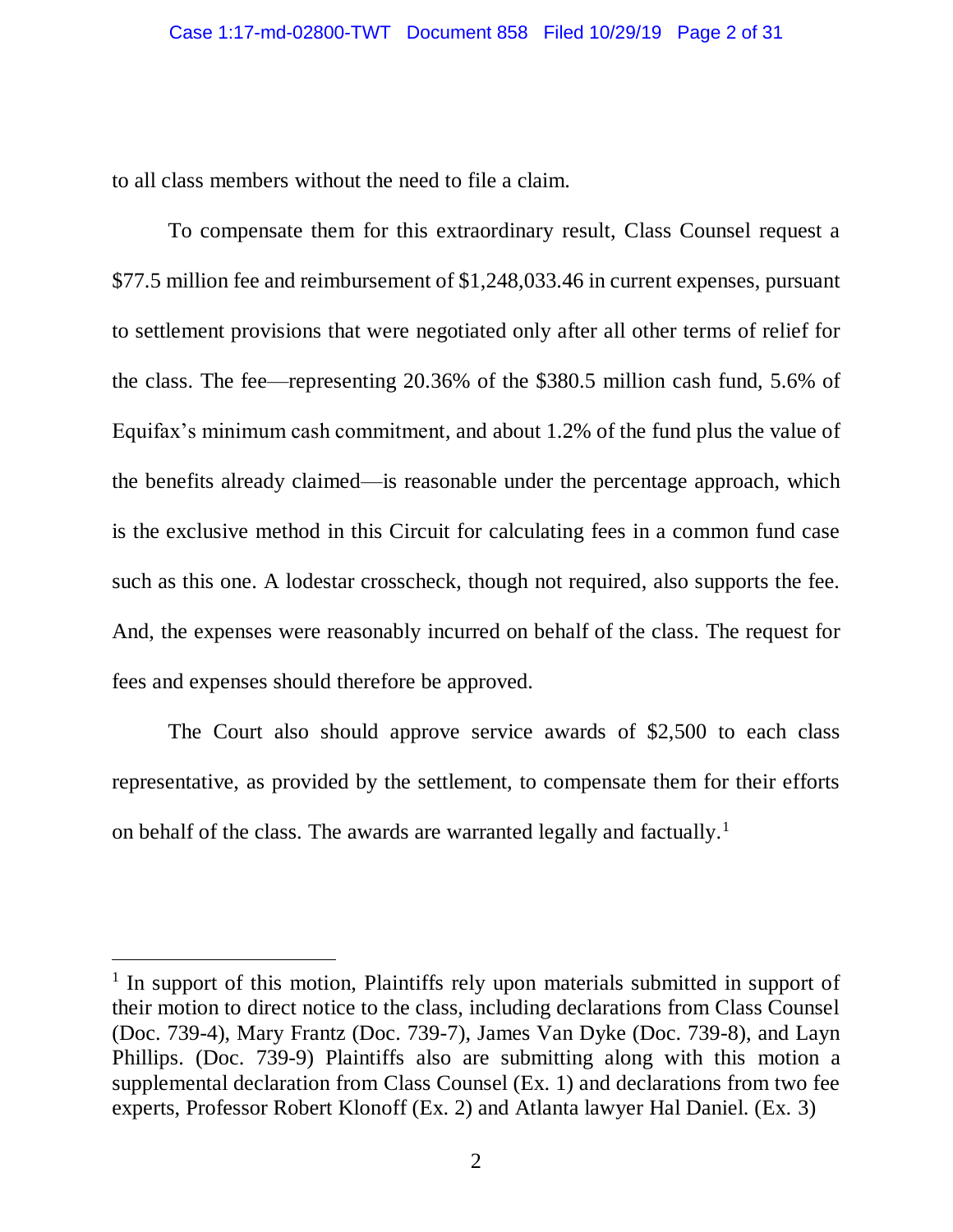to all class members without the need to file a claim.

To compensate them for this extraordinary result, Class Counsel request a $77.5 million fee and reimbursement of $1,248,033.46 in current expenses, pursuant to settlement provisions that were negotiated only after all other terms of relief for the class. The fee—representing 20.36% of the $380.5 million cash fund, 5.6% of Equifax's minimum cash commitment, and about 1.2% of the fund plus the value of the benefits already claimed—is reasonable under the percentage approach, which is the exclusive method in this Circuit for calculating fees in a common fund case such as this one. A lodestar crosscheck, though not required, also supports the fee. And, the expenses were reasonably incurred on behalf of the class. The request for fees and expenses should therefore be approved.

The Court also should approve service awards of $2,500 to each class representative, as provided by the settlement, to compensate them for their efforts on behalf of the class. The awards are warranted legally and factually.[1]

---

[1] In support of this motion, Plaintiffs rely upon materials submitted in support of their motion to direct notice to the class, including declarations from Class Counsel (Doc. 739-4), Mary Frantz (Doc. 739-7), James Van Dyke (Doc. 739-8), and Layn Phillips. (Doc. 739-9) Plaintiffs also are submitting along with this motion a supplemental declaration from Class Counsel (Ex. 1) and declarations from two fee experts, Professor Robert Klonoff (Ex. 2) and Atlanta lawyer Hal Daniel. (Ex. 3)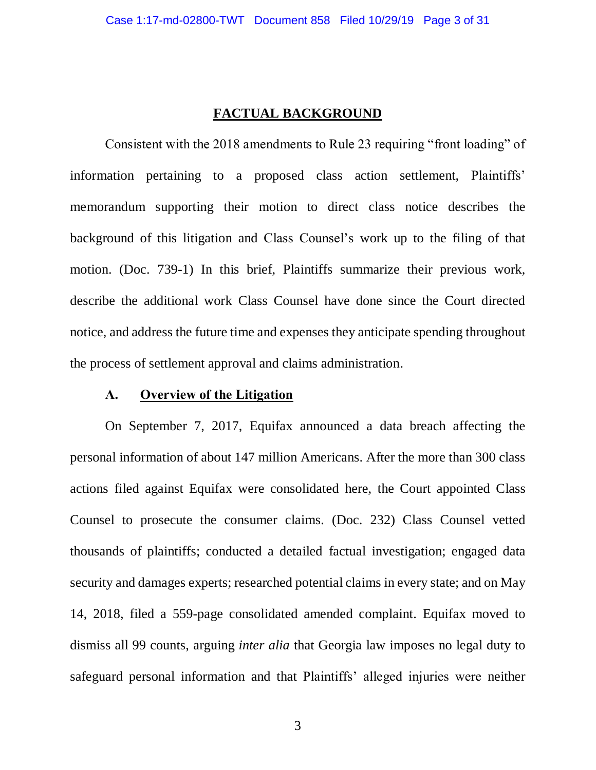## FACTUAL BACKGROUND

Consistent with the 2018 amendments to Rule 23 requiring "front loading" of information pertaining to a proposed class action settlement, Plaintiffs' memorandum supporting their motion to direct class notice describes the background of this litigation and Class Counsel's work up to the filing of that motion. (Doc. 739-1) In this brief, Plaintiffs summarize their previous work, describe the additional work Class Counsel have done since the Court directed notice, and address the future time and expenses they anticipate spending throughout the process of settlement approval and claims administration.

### A. Overview of the Litigation

On September 7, 2017, Equifax announced a data breach affecting the personal information of about 147 million Americans. After the more than 300 class actions filed against Equifax were consolidated here, the Court appointed Class Counsel to prosecute the consumer claims. (Doc. 232) Class Counsel vetted thousands of plaintiffs; conducted a detailed factual investigation; engaged data security and damages experts; researched potential claims in every state; and on May 14, 2018, filed a 559-page consolidated amended complaint. Equifax moved to dismiss all 99 counts, arguing *inter alia* that Georgia law imposes no legal duty to safeguard personal information and that Plaintiffs' alleged injuries were neither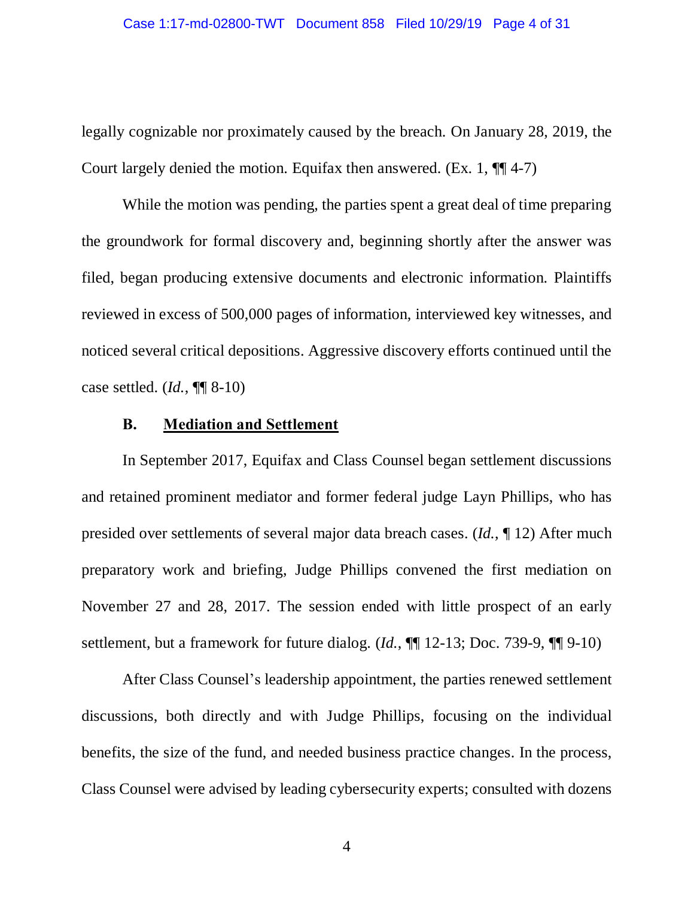legally cognizable nor proximately caused by the breach. On January 28, 2019, the Court largely denied the motion. Equifax then answered. (Ex. 1, ¶¶ 4-7)

While the motion was pending, the parties spent a great deal of time preparing the groundwork for formal discovery and, beginning shortly after the answer was filed, began producing extensive documents and electronic information. Plaintiffs reviewed in excess of 500,000 pages of information, interviewed key witnesses, and noticed several critical depositions. Aggressive discovery efforts continued until the case settled. (*Id.*, ¶¶ 8-10)

### B. Mediation and Settlement

In September 2017, Equifax and Class Counsel began settlement discussions and retained prominent mediator and former federal judge Layn Phillips, who has presided over settlements of several major data breach cases. (*Id.*, ¶ 12) After much preparatory work and briefing, Judge Phillips convened the first mediation on November 27 and 28, 2017. The session ended with little prospect of an early settlement, but a framework for future dialog. (*Id.*, ¶¶ 12-13; Doc. 739-9, ¶¶ 9-10)

After Class Counsel's leadership appointment, the parties renewed settlement discussions, both directly and with Judge Phillips, focusing on the individual benefits, the size of the fund, and needed business practice changes. In the process, Class Counsel were advised by leading cybersecurity experts; consulted with dozens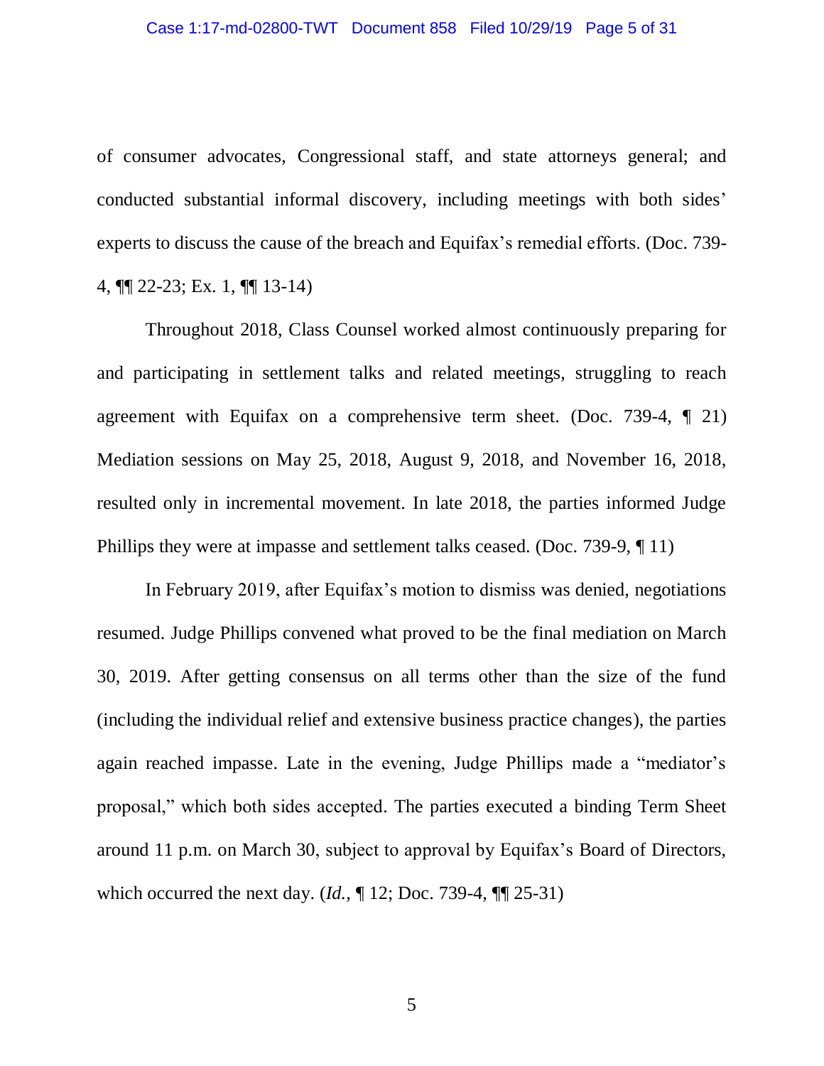of consumer advocates, Congressional staff, and state attorneys general; and conducted substantial informal discovery, including meetings with both sides' experts to discuss the cause of the breach and Equifax's remedial efforts. (Doc. 739-4, ¶¶ 22-23; Ex. 1, ¶¶ 13-14)

Throughout 2018, Class Counsel worked almost continuously preparing for and participating in settlement talks and related meetings, struggling to reach agreement with Equifax on a comprehensive term sheet. (Doc. 739-4, ¶ 21) Mediation sessions on May 25, 2018, August 9, 2018, and November 16, 2018, resulted only in incremental movement. In late 2018, the parties informed Judge Phillips they were at impasse and settlement talks ceased. (Doc. 739-9, ¶ 11)

In February 2019, after Equifax's motion to dismiss was denied, negotiations resumed. Judge Phillips convened what proved to be the final mediation on March 30, 2019. After getting consensus on all terms other than the size of the fund (including the individual relief and extensive business practice changes), the parties again reached impasse. Late in the evening, Judge Phillips made a "mediator's proposal," which both sides accepted. The parties executed a binding Term Sheet around 11 p.m. on March 30, subject to approval by Equifax's Board of Directors, which occurred the next day. (*Id.*, ¶ 12; Doc. 739-4, ¶¶ 25-31)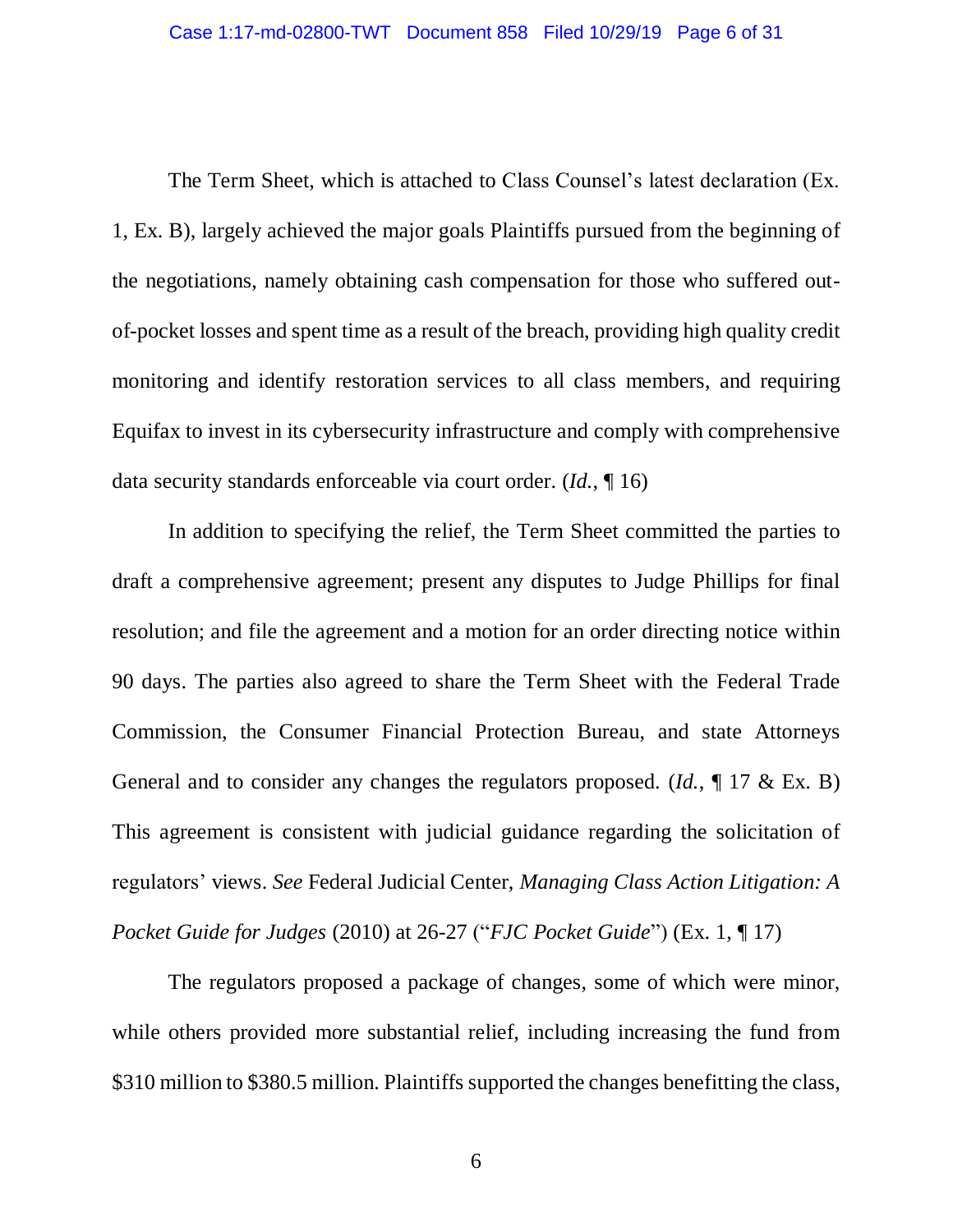The Term Sheet, which is attached to Class Counsel's latest declaration (Ex. 1, Ex. B), largely achieved the major goals Plaintiffs pursued from the beginning of the negotiations, namely obtaining cash compensation for those who suffered out-of-pocket losses and spent time as a result of the breach, providing high quality credit monitoring and identify restoration services to all class members, and requiring Equifax to invest in its cybersecurity infrastructure and comply with comprehensive data security standards enforceable via court order. (*Id.*, ¶ 16)

In addition to specifying the relief, the Term Sheet committed the parties to draft a comprehensive agreement; present any disputes to Judge Phillips for final resolution; and file the agreement and a motion for an order directing notice within 90 days. The parties also agreed to share the Term Sheet with the Federal Trade Commission, the Consumer Financial Protection Bureau, and state Attorneys General and to consider any changes the regulators proposed. (*Id.*, ¶ 17 & Ex. B) This agreement is consistent with judicial guidance regarding the solicitation of regulators' views. *See* Federal Judicial Center, *Managing Class Action Litigation: A Pocket Guide for Judges* (2010) at 26-27 ("*FJC Pocket Guide*") (Ex. 1, ¶ 17)

The regulators proposed a package of changes, some of which were minor, while others provided more substantial relief, including increasing the fund from $310 million to $380.5 million. Plaintiffs supported the changes benefitting the class,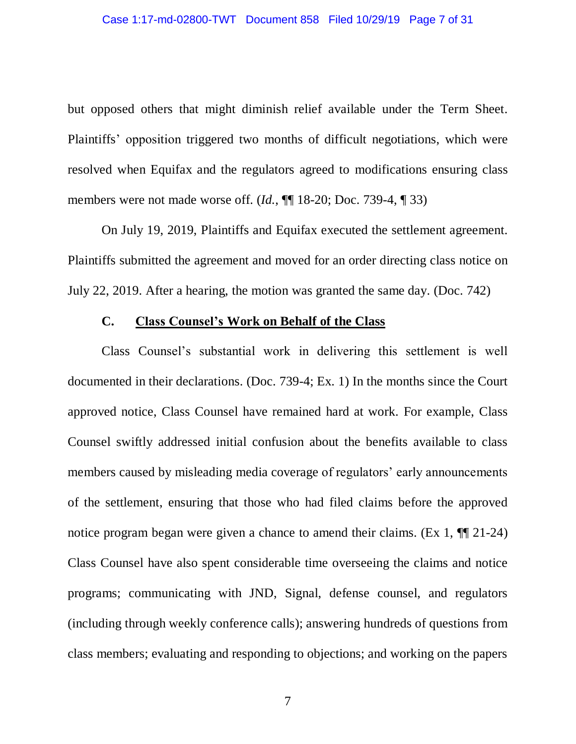but opposed others that might diminish relief available under the Term Sheet. Plaintiffs' opposition triggered two months of difficult negotiations, which were resolved when Equifax and the regulators agreed to modifications ensuring class members were not made worse off. (*Id.*, ¶¶ 18-20; Doc. 739-4, ¶ 33)

On July 19, 2019, Plaintiffs and Equifax executed the settlement agreement. Plaintiffs submitted the agreement and moved for an order directing class notice on July 22, 2019. After a hearing, the motion was granted the same day. (Doc. 742)

### C. <u>Class Counsel's Work on Behalf of the Class</u>

Class Counsel's substantial work in delivering this settlement is well documented in their declarations. (Doc. 739-4; Ex. 1) In the months since the Court approved notice, Class Counsel have remained hard at work. For example, Class Counsel swiftly addressed initial confusion about the benefits available to class members caused by misleading media coverage of regulators' early announcements of the settlement, ensuring that those who had filed claims before the approved notice program began were given a chance to amend their claims. (Ex 1, ¶¶ 21-24) Class Counsel have also spent considerable time overseeing the claims and notice programs; communicating with JND, Signal, defense counsel, and regulators (including through weekly conference calls); answering hundreds of questions from class members; evaluating and responding to objections; and working on the papers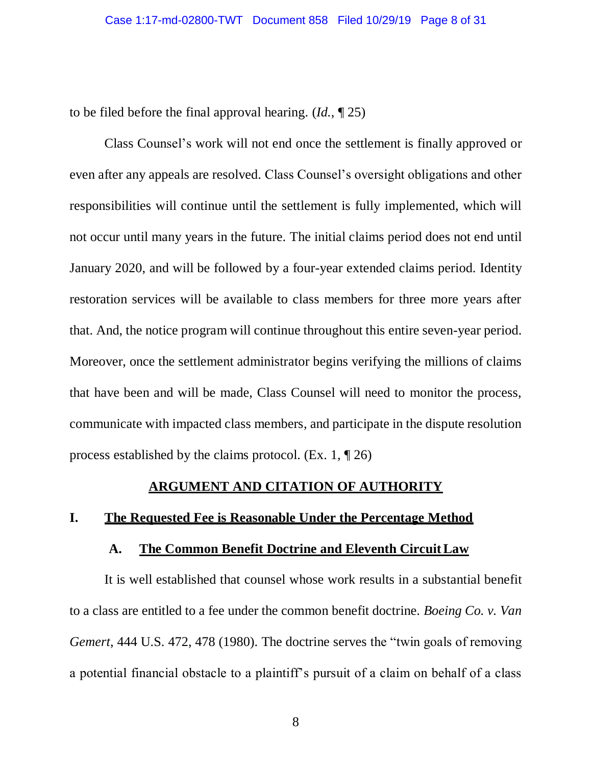to be filed before the final approval hearing. (*Id.*, ¶ 25)

Class Counsel's work will not end once the settlement is finally approved or even after any appeals are resolved. Class Counsel's oversight obligations and other responsibilities will continue until the settlement is fully implemented, which will not occur until many years in the future. The initial claims period does not end until January 2020, and will be followed by a four-year extended claims period. Identity restoration services will be available to class members for three more years after that. And, the notice program will continue throughout this entire seven-year period. Moreover, once the settlement administrator begins verifying the millions of claims that have been and will be made, Class Counsel will need to monitor the process, communicate with impacted class members, and participate in the dispute resolution process established by the claims protocol. (Ex. 1, ¶ 26)

## ARGUMENT AND CITATION OF AUTHORITY

### I. The Requested Fee is Reasonable Under the Percentage Method

#### A. The Common Benefit Doctrine and Eleventh Circuit Law

It is well established that counsel whose work results in a substantial benefit to a class are entitled to a fee under the common benefit doctrine. *Boeing Co. v. Van Gemert*, 444 U.S. 472, 478 (1980). The doctrine serves the "twin goals of removing a potential financial obstacle to a plaintiff's pursuit of a claim on behalf of a class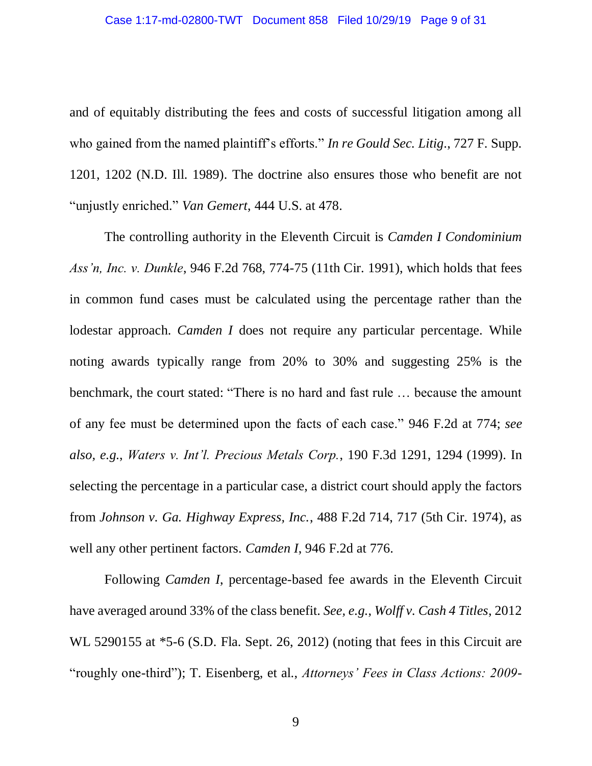and of equitably distributing the fees and costs of successful litigation among all who gained from the named plaintiff's efforts." *In re Gould Sec. Litig.*, 727 F. Supp. 1201, 1202 (N.D. Ill. 1989). The doctrine also ensures those who benefit are not "unjustly enriched." *Van Gemert*, 444 U.S. at 478.

The controlling authority in the Eleventh Circuit is *Camden I Condominium Ass'n, Inc. v. Dunkle*, 946 F.2d 768, 774-75 (11th Cir. 1991), which holds that fees in common fund cases must be calculated using the percentage rather than the lodestar approach. *Camden I* does not require any particular percentage. While noting awards typically range from 20% to 30% and suggesting 25% is the benchmark, the court stated: "There is no hard and fast rule … because the amount of any fee must be determined upon the facts of each case." 946 F.2d at 774; *see also, e.g., Waters v. Int'l. Precious Metals Corp.*, 190 F.3d 1291, 1294 (1999). In selecting the percentage in a particular case, a district court should apply the factors from *Johnson v. Ga. Highway Express, Inc.*, 488 F.2d 714, 717 (5th Cir. 1974), as well any other pertinent factors. *Camden I*, 946 F.2d at 776.

Following *Camden I*, percentage-based fee awards in the Eleventh Circuit have averaged around 33% of the class benefit. *See, e.g., Wolff v. Cash 4 Titles*, 2012 WL 5290155 at *5-6 (S.D. Fla. Sept. 26, 2012) (noting that fees in this Circuit are "roughly one-third"); T. Eisenberg, et al., *Attorneys' Fees in Class Actions: 2009-*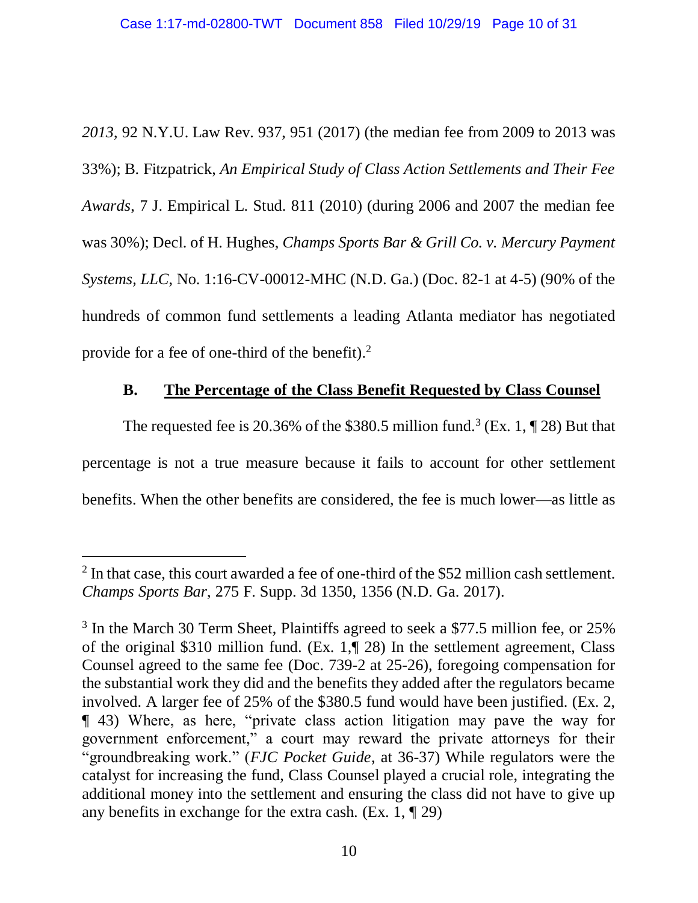*2013*, 92 N.Y.U. Law Rev. 937, 951 (2017) (the median fee from 2009 to 2013 was 33%); B. Fitzpatrick, *An Empirical Study of Class Action Settlements and Their Fee Awards*, 7 J. Empirical L. Stud. 811 (2010) (during 2006 and 2007 the median fee was 30%); Decl. of H. Hughes, *Champs Sports Bar & Grill Co. v. Mercury Payment Systems, LLC*, No. 1:16-CV-00012-MHC (N.D. Ga.) (Doc. 82-1 at 4-5) (90% of the hundreds of common fund settlements a leading Atlanta mediator has negotiated provide for a fee of one-third of the benefit).[2]

### B. <u>The Percentage of the Class Benefit Requested by Class Counsel</u>

The requested fee is 20.36% of the $380.5 million fund.[3] (Ex. 1, ¶ 28) But that percentage is not a true measure because it fails to account for other settlement benefits. When the other benefits are considered, the fee is much lower—as little as

---

[2] In that case, this court awarded a fee of one-third of the $52 million cash settlement. *Champs Sports Bar*, 275 F. Supp. 3d 1350, 1356 (N.D. Ga. 2017).

[3] In the March 30 Term Sheet, Plaintiffs agreed to seek a $77.5 million fee, or 25% of the original $310 million fund. (Ex. 1,¶ 28) In the settlement agreement, Class Counsel agreed to the same fee (Doc. 739-2 at 25-26), foregoing compensation for the substantial work they did and the benefits they added after the regulators became involved. A larger fee of 25% of the $380.5 fund would have been justified. (Ex. 2, ¶ 43) Where, as here, "private class action litigation may pave the way for government enforcement," a court may reward the private attorneys for their "groundbreaking work." (*FJC Pocket Guide*, at 36-37) While regulators were the catalyst for increasing the fund, Class Counsel played a crucial role, integrating the additional money into the settlement and ensuring the class did not have to give up any benefits in exchange for the extra cash. (Ex. 1, ¶ 29)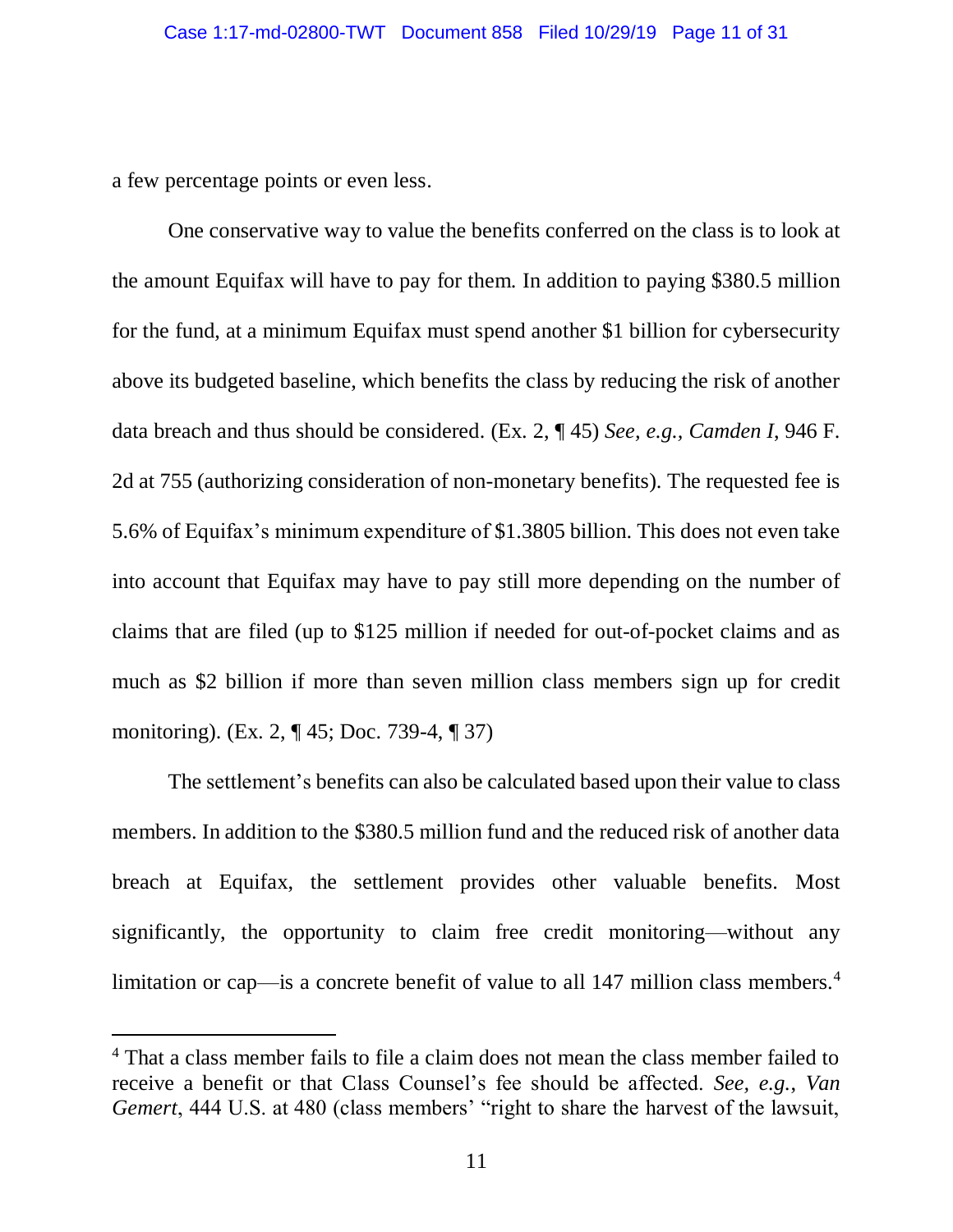a few percentage points or even less.

One conservative way to value the benefits conferred on the class is to look at the amount Equifax will have to pay for them. In addition to paying $380.5 million for the fund, at a minimum Equifax must spend another $1 billion for cybersecurity above its budgeted baseline, which benefits the class by reducing the risk of another data breach and thus should be considered. (Ex. 2, ¶ 45) *See, e.g., Camden I*, 946 F. 2d at 755 (authorizing consideration of non-monetary benefits). The requested fee is 5.6% of Equifax's minimum expenditure of $1.3805 billion. This does not even take into account that Equifax may have to pay still more depending on the number of claims that are filed (up to $125 million if needed for out-of-pocket claims and as much as $2 billion if more than seven million class members sign up for credit monitoring). (Ex. 2, ¶ 45; Doc. 739-4, ¶ 37)

The settlement's benefits can also be calculated based upon their value to class members. In addition to the $380.5 million fund and the reduced risk of another data breach at Equifax, the settlement provides other valuable benefits. Most significantly, the opportunity to claim free credit monitoring—without any limitation or cap—is a concrete benefit of value to all 147 million class members.[4]

---

[4] That a class member fails to file a claim does not mean the class member failed to receive a benefit or that Class Counsel's fee should be affected. *See, e.g.*, *Van Gemert*, 444 U.S. at 480 (class members' "right to share the harvest of the lawsuit,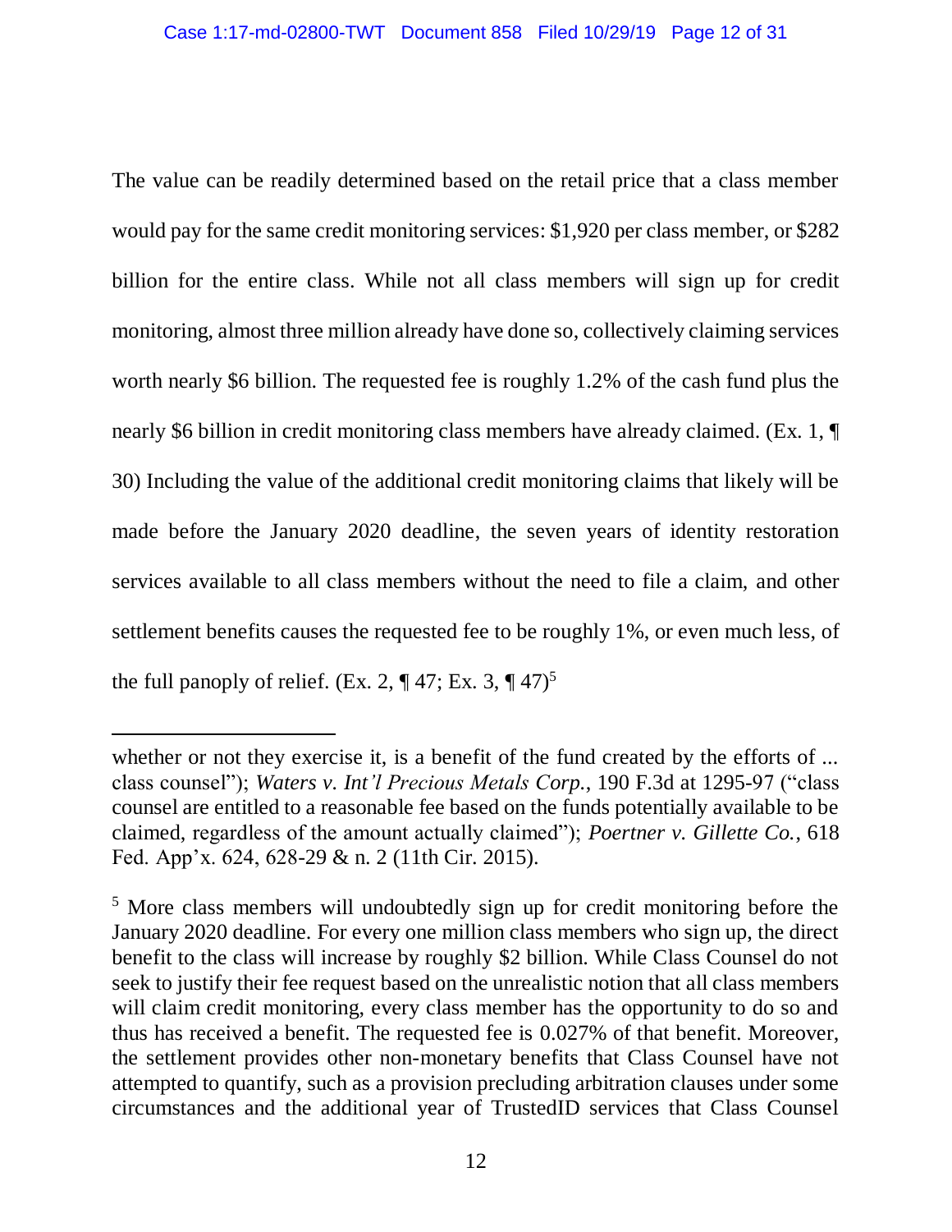The value can be readily determined based on the retail price that a class member would pay for the same credit monitoring services: $1,920 per class member, or $282 billion for the entire class. While not all class members will sign up for credit monitoring, almost three million already have done so, collectively claiming services worth nearly $6 billion. The requested fee is roughly 1.2% of the cash fund plus the nearly $6 billion in credit monitoring class members have already claimed. (Ex. 1, ¶ 30) Including the value of the additional credit monitoring claims that likely will be made before the January 2020 deadline, the seven years of identity restoration services available to all class members without the need to file a claim, and other settlement benefits causes the requested fee to be roughly 1%, or even much less, of the full panoply of relief. (Ex. 2, ¶ 47; Ex. 3, ¶ 47)[5]

---

whether or not they exercise it, is a benefit of the fund created by the efforts of ... class counsel"); *Waters v. Int'l Precious Metals Corp.*, 190 F.3d at 1295-97 ("class counsel are entitled to a reasonable fee based on the funds potentially available to be claimed, regardless of the amount actually claimed"); *Poertner v. Gillette Co.*, 618 Fed. App'x. 624, 628-29 & n. 2 (11th Cir. 2015).

[5] More class members will undoubtedly sign up for credit monitoring before the January 2020 deadline. For every one million class members who sign up, the direct benefit to the class will increase by roughly $2 billion. While Class Counsel do not seek to justify their fee request based on the unrealistic notion that all class members will claim credit monitoring, every class member has the opportunity to do so and thus has received a benefit. The requested fee is 0.027% of that benefit. Moreover, the settlement provides other non-monetary benefits that Class Counsel have not attempted to quantify, such as a provision precluding arbitration clauses under some circumstances and the additional year of TrustedID services that Class Counsel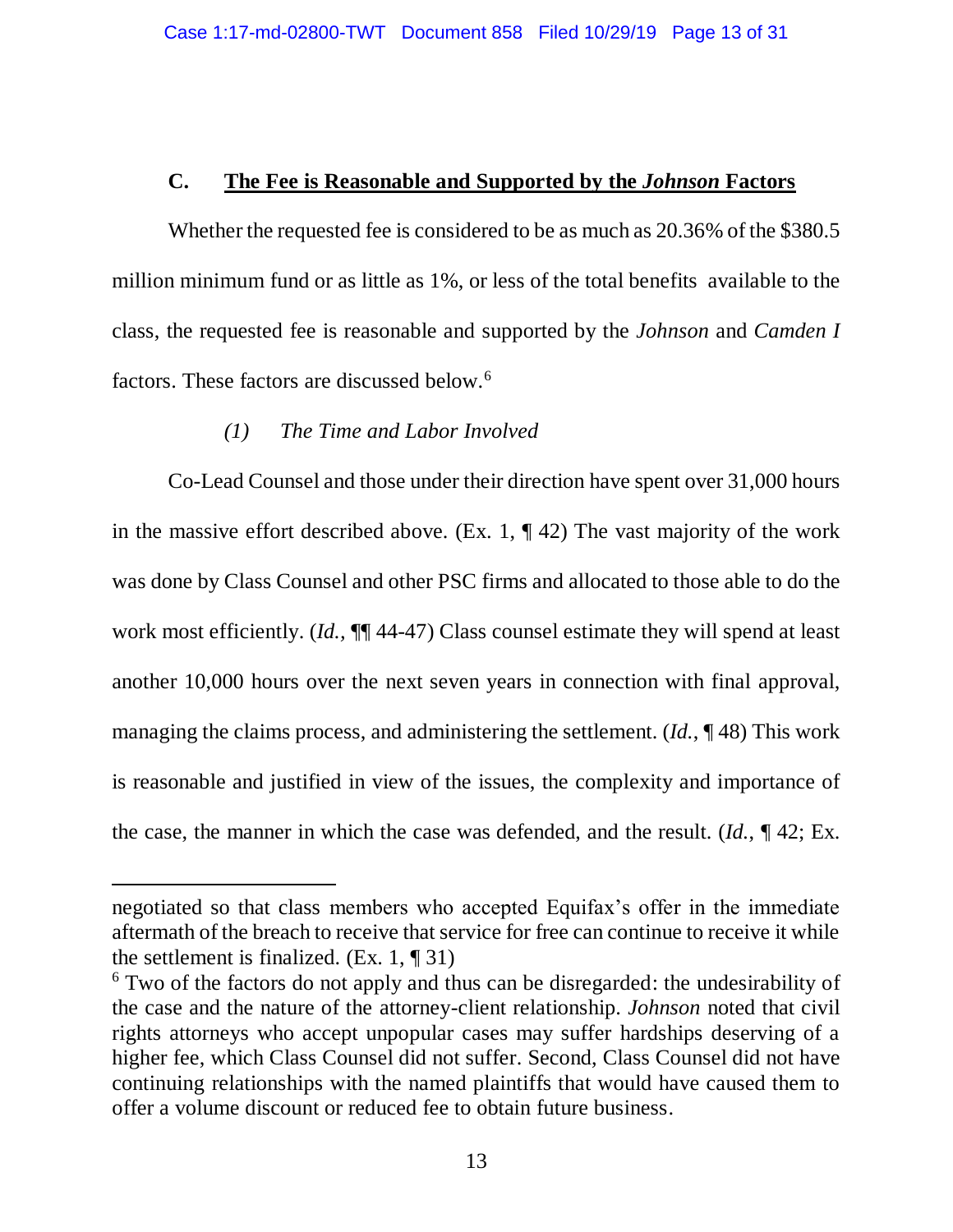### C. **The Fee is Reasonable and Supported by the *Johnson* Factors**

Whether the requested fee is considered to be as much as 20.36% of the $380.5 million minimum fund or as little as 1%, or less of the total benefits available to the class, the requested fee is reasonable and supported by the *Johnson* and *Camden I* factors. These factors are discussed below.[6]

*(1) The Time and Labor Involved*

Co-Lead Counsel and those under their direction have spent over 31,000 hours in the massive effort described above. (Ex. 1, ¶ 42) The vast majority of the work was done by Class Counsel and other PSC firms and allocated to those able to do the work most efficiently. (*Id.*, ¶¶ 44-47) Class counsel estimate they will spend at least another 10,000 hours over the next seven years in connection with final approval, managing the claims process, and administering the settlement. (*Id.*, ¶ 48) This work is reasonable and justified in view of the issues, the complexity and importance of the case, the manner in which the case was defended, and the result. (*Id.*, ¶ 42; Ex.

---

negotiated so that class members who accepted Equifax's offer in the immediate aftermath of the breach to receive that service for free can continue to receive it while the settlement is finalized. (Ex. 1, ¶ 31)

[6] Two of the factors do not apply and thus can be disregarded: the undesirability of the case and the nature of the attorney-client relationship. *Johnson* noted that civil rights attorneys who accept unpopular cases may suffer hardships deserving of a higher fee, which Class Counsel did not suffer. Second, Class Counsel did not have continuing relationships with the named plaintiffs that would have caused them to offer a volume discount or reduced fee to obtain future business.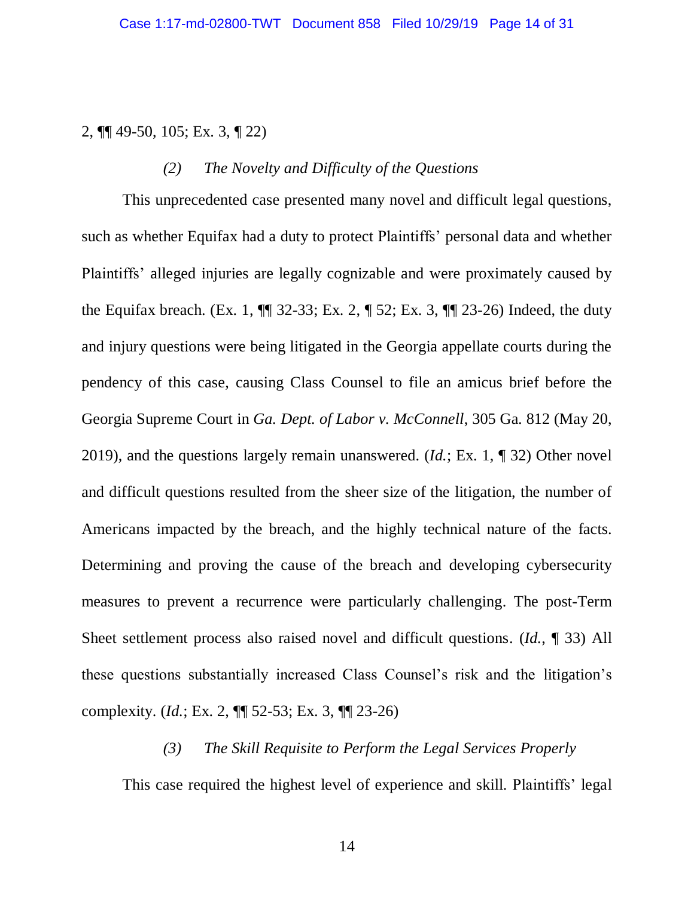2, ¶¶ 49-50, 105; Ex. 3, ¶ 22)

*(2) The Novelty and Difficulty of the Questions*

This unprecedented case presented many novel and difficult legal questions, such as whether Equifax had a duty to protect Plaintiffs' personal data and whether Plaintiffs' alleged injuries are legally cognizable and were proximately caused by the Equifax breach. (Ex. 1, ¶¶ 32-33; Ex. 2, ¶ 52; Ex. 3, ¶¶ 23-26) Indeed, the duty and injury questions were being litigated in the Georgia appellate courts during the pendency of this case, causing Class Counsel to file an amicus brief before the Georgia Supreme Court in *Ga. Dept. of Labor v. McConnell*, 305 Ga. 812 (May 20, 2019), and the questions largely remain unanswered. (*Id.*; Ex. 1, ¶ 32) Other novel and difficult questions resulted from the sheer size of the litigation, the number of Americans impacted by the breach, and the highly technical nature of the facts. Determining and proving the cause of the breach and developing cybersecurity measures to prevent a recurrence were particularly challenging. The post-Term Sheet settlement process also raised novel and difficult questions. (*Id.*, ¶ 33) All these questions substantially increased Class Counsel's risk and the litigation's complexity. (*Id.*; Ex. 2, ¶¶ 52-53; Ex. 3, ¶¶ 23-26)

*(3) The Skill Requisite to Perform the Legal Services Properly*

This case required the highest level of experience and skill. Plaintiffs' legal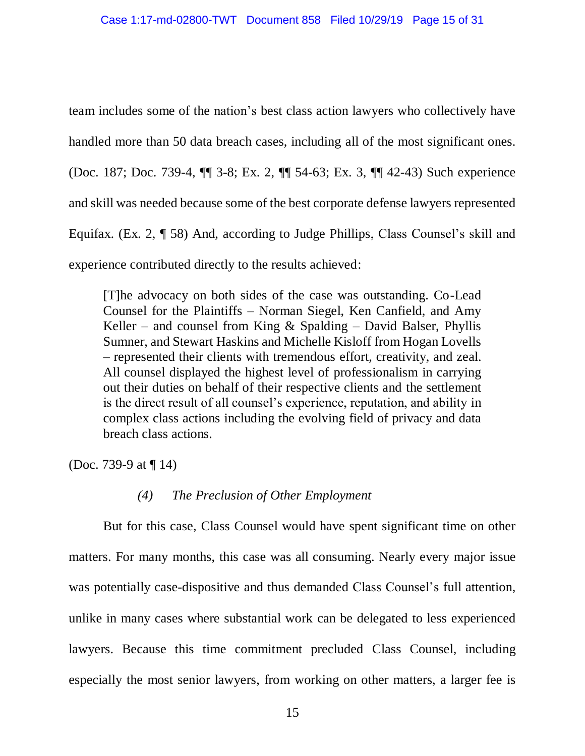team includes some of the nation's best class action lawyers who collectively have handled more than 50 data breach cases, including all of the most significant ones. (Doc. 187; Doc. 739-4, ¶¶ 3-8; Ex. 2, ¶¶ 54-63; Ex. 3, ¶¶ 42-43) Such experience and skill was needed because some of the best corporate defense lawyers represented Equifax. (Ex. 2, ¶ 58) And, according to Judge Phillips, Class Counsel's skill and experience contributed directly to the results achieved:

> [T]he advocacy on both sides of the case was outstanding. Co-Lead Counsel for the Plaintiffs – Norman Siegel, Ken Canfield, and Amy Keller – and counsel from King & Spalding – David Balser, Phyllis Sumner, and Stewart Haskins and Michelle Kisloff from Hogan Lovells – represented their clients with tremendous effort, creativity, and zeal. All counsel displayed the highest level of professionalism in carrying out their duties on behalf of their respective clients and the settlement is the direct result of all counsel's experience, reputation, and ability in complex class actions including the evolving field of privacy and data breach class actions.

(Doc. 739-9 at ¶ 14)

#### *(4) The Preclusion of Other Employment*

But for this case, Class Counsel would have spent significant time on other matters. For many months, this case was all consuming. Nearly every major issue was potentially case-dispositive and thus demanded Class Counsel's full attention, unlike in many cases where substantial work can be delegated to less experienced lawyers. Because this time commitment precluded Class Counsel, including especially the most senior lawyers, from working on other matters, a larger fee is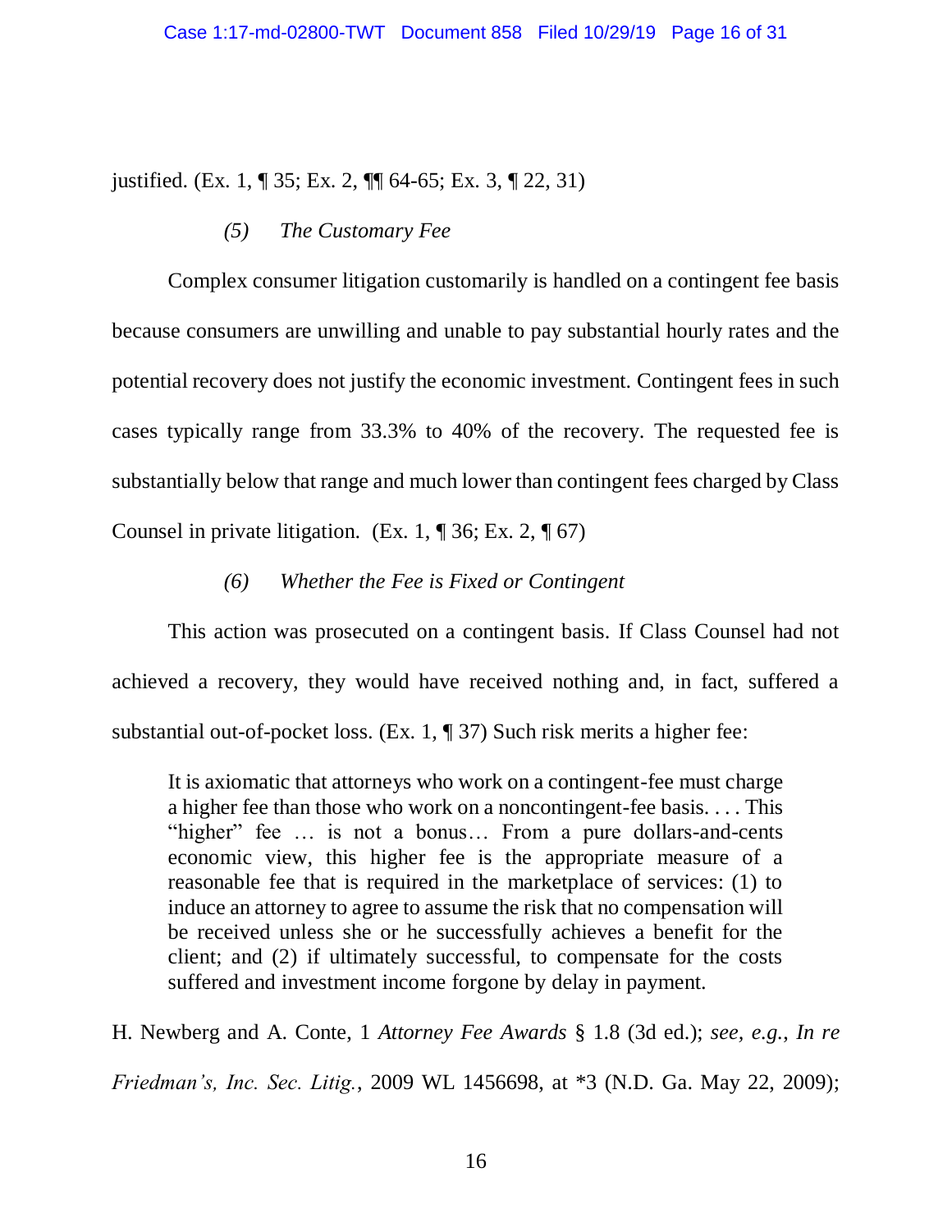justified. (Ex. 1, ¶ 35; Ex. 2, ¶¶ 64-65; Ex. 3, ¶ 22, 31)

*(5) The Customary Fee*

Complex consumer litigation customarily is handled on a contingent fee basis because consumers are unwilling and unable to pay substantial hourly rates and the potential recovery does not justify the economic investment. Contingent fees in such cases typically range from 33.3% to 40% of the recovery. The requested fee is substantially below that range and much lower than contingent fees charged by Class Counsel in private litigation. (Ex. 1, ¶ 36; Ex. 2, ¶ 67)

*(6) Whether the Fee is Fixed or Contingent*

This action was prosecuted on a contingent basis. If Class Counsel had not achieved a recovery, they would have received nothing and, in fact, suffered a substantial out-of-pocket loss. (Ex. 1, ¶ 37) Such risk merits a higher fee:

> It is axiomatic that attorneys who work on a contingent-fee must charge a higher fee than those who work on a noncontingent-fee basis. . . . This "higher" fee … is not a bonus… From a pure dollars-and-cents economic view, this higher fee is the appropriate measure of a reasonable fee that is required in the marketplace of services: (1) to induce an attorney to agree to assume the risk that no compensation will be received unless she or he successfully achieves a benefit for the client; and (2) if ultimately successful, to compensate for the costs suffered and investment income forgone by delay in payment.

H. Newberg and A. Conte, 1 *Attorney Fee Awards* § 1.8 (3d ed.); *see, e.g.*, *In re Friedman's, Inc. Sec. Litig.*, 2009 WL 1456698, at *3 (N.D. Ga. May 22, 2009);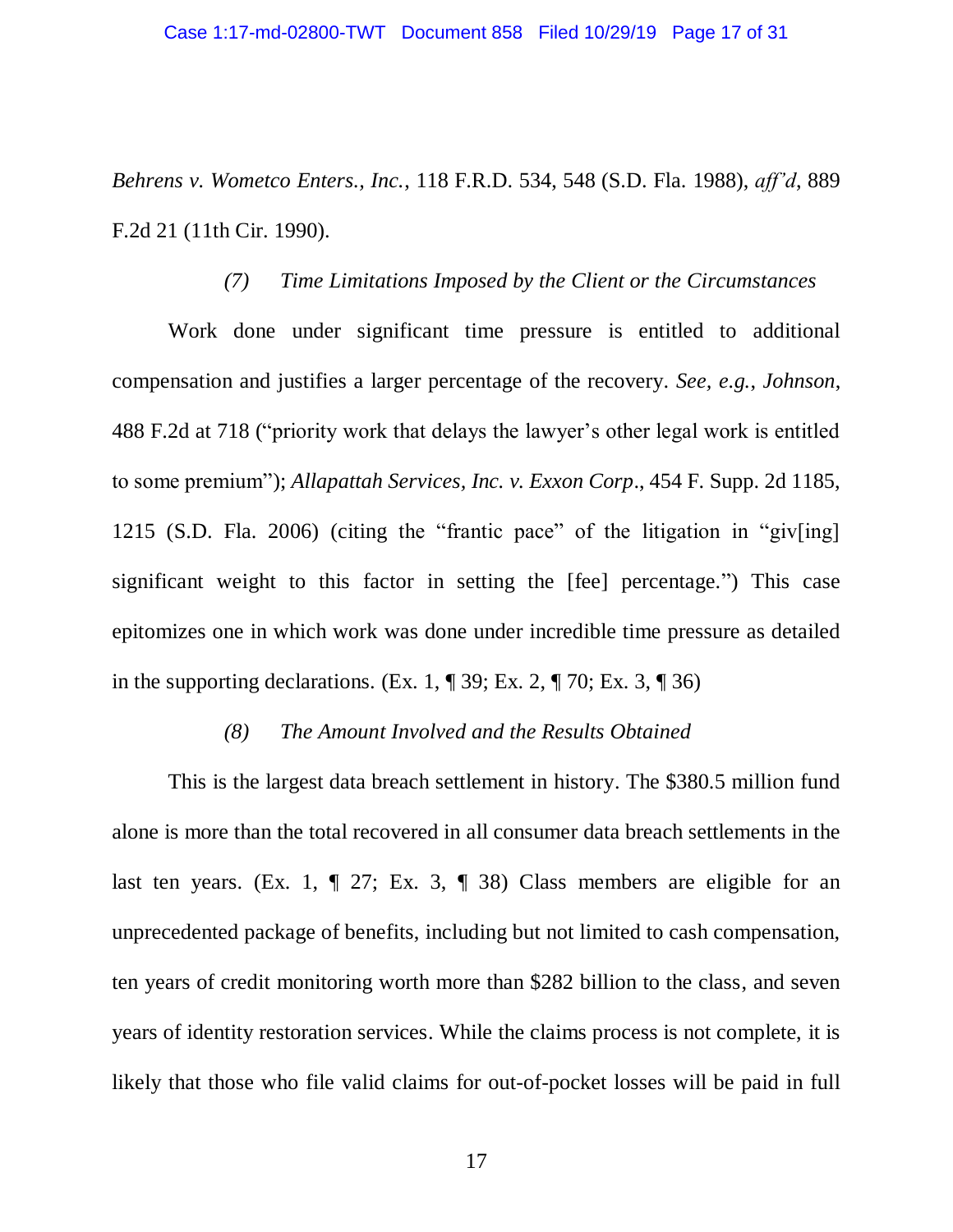*Behrens v. Wometco Enters., Inc.*, 118 F.R.D. 534, 548 (S.D. Fla. 1988), *aff'd*, 889 F.2d 21 (11th Cir. 1990).

*(7) Time Limitations Imposed by the Client or the Circumstances*

Work done under significant time pressure is entitled to additional compensation and justifies a larger percentage of the recovery. *See, e.g.*, *Johnson*, 488 F.2d at 718 ("priority work that delays the lawyer's other legal work is entitled to some premium"); *Allapattah Services, Inc. v. Exxon Corp*., 454 F. Supp. 2d 1185, 1215 (S.D. Fla. 2006) (citing the "frantic pace" of the litigation in "giv[ing] significant weight to this factor in setting the [fee] percentage.") This case epitomizes one in which work was done under incredible time pressure as detailed in the supporting declarations. (Ex. 1, ¶ 39; Ex. 2, ¶ 70; Ex. 3, ¶ 36)

*(8) The Amount Involved and the Results Obtained*

This is the largest data breach settlement in history. The $380.5 million fund alone is more than the total recovered in all consumer data breach settlements in the last ten years. (Ex. 1, ¶ 27; Ex. 3, ¶ 38) Class members are eligible for an unprecedented package of benefits, including but not limited to cash compensation, ten years of credit monitoring worth more than $282 billion to the class, and seven years of identity restoration services. While the claims process is not complete, it is likely that those who file valid claims for out-of-pocket losses will be paid in full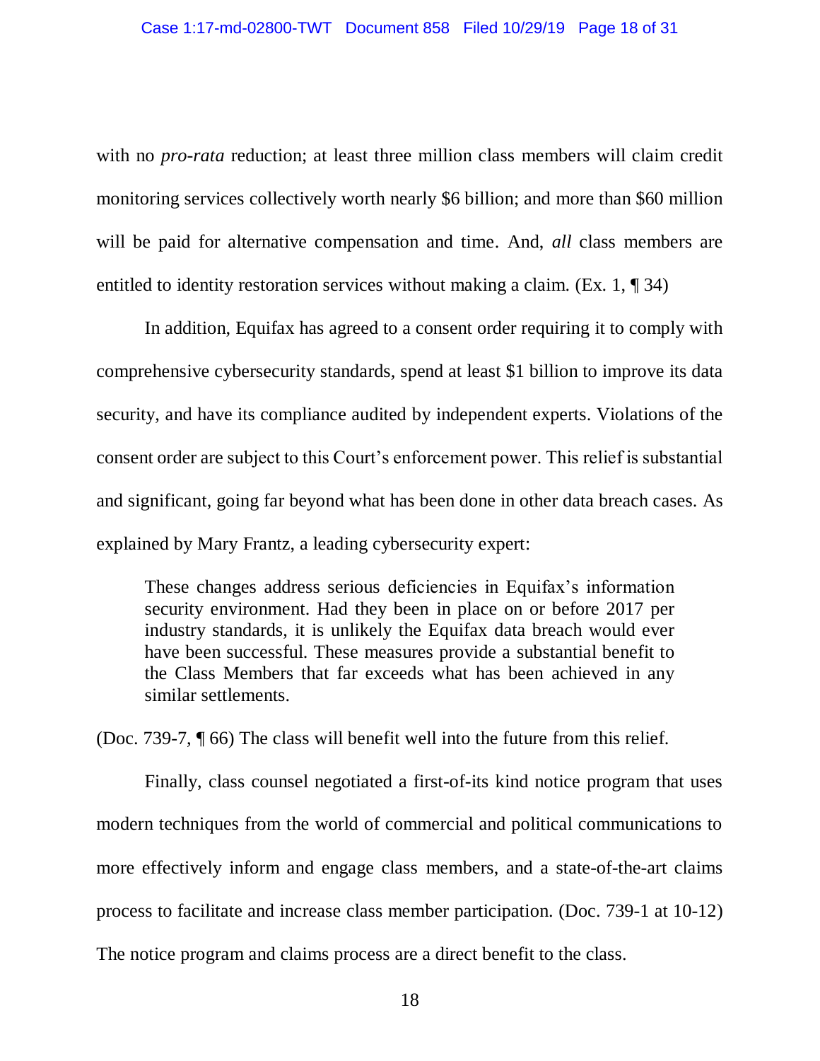with no *pro-rata* reduction; at least three million class members will claim credit monitoring services collectively worth nearly $6 billion; and more than $60 million will be paid for alternative compensation and time. And, *all* class members are entitled to identity restoration services without making a claim. (Ex. 1, ¶ 34)

In addition, Equifax has agreed to a consent order requiring it to comply with comprehensive cybersecurity standards, spend at least $1 billion to improve its data security, and have its compliance audited by independent experts. Violations of the consent order are subject to this Court's enforcement power. This relief is substantial and significant, going far beyond what has been done in other data breach cases. As explained by Mary Frantz, a leading cybersecurity expert:

> These changes address serious deficiencies in Equifax's information security environment. Had they been in place on or before 2017 per industry standards, it is unlikely the Equifax data breach would ever have been successful. These measures provide a substantial benefit to the Class Members that far exceeds what has been achieved in any similar settlements.

(Doc. 739-7, ¶ 66) The class will benefit well into the future from this relief.

Finally, class counsel negotiated a first-of-its kind notice program that uses modern techniques from the world of commercial and political communications to more effectively inform and engage class members, and a state-of-the-art claims process to facilitate and increase class member participation. (Doc. 739-1 at 10-12) The notice program and claims process are a direct benefit to the class.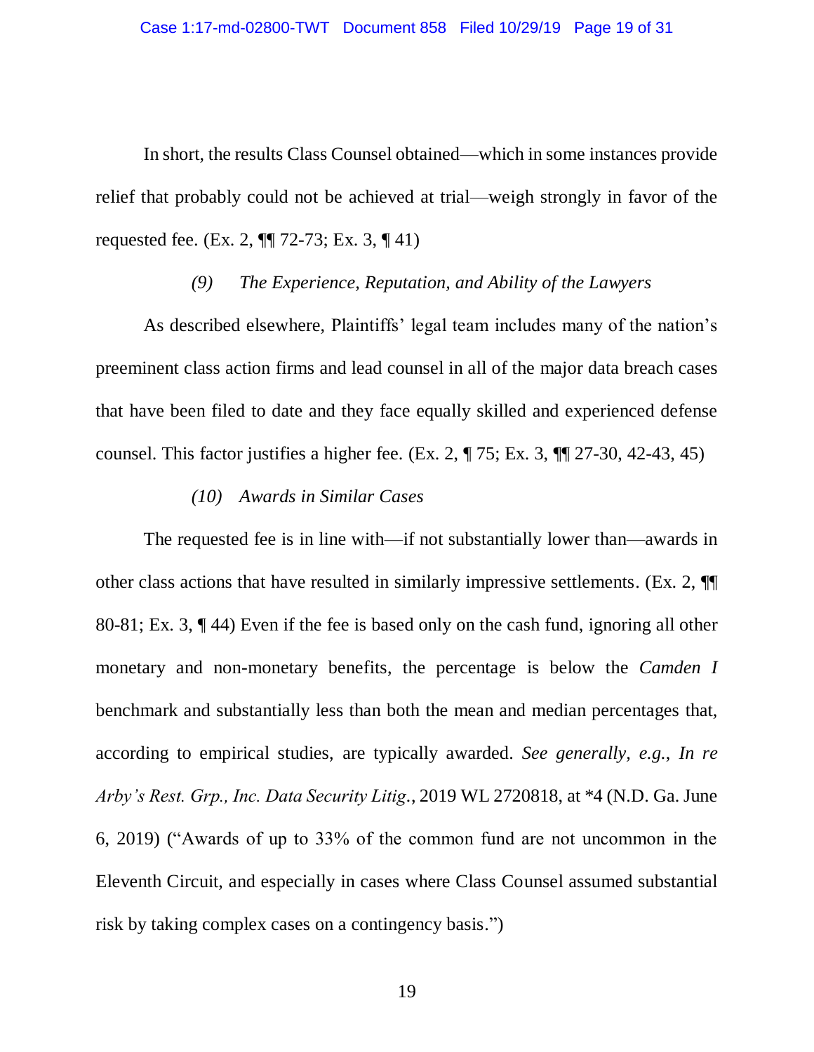In short, the results Class Counsel obtained—which in some instances provide relief that probably could not be achieved at trial—weigh strongly in favor of the requested fee. (Ex. 2, ¶¶ 72-73; Ex. 3, ¶ 41)

*(9) The Experience, Reputation, and Ability of the Lawyers*

As described elsewhere, Plaintiffs' legal team includes many of the nation's preeminent class action firms and lead counsel in all of the major data breach cases that have been filed to date and they face equally skilled and experienced defense counsel. This factor justifies a higher fee. (Ex. 2, ¶ 75; Ex. 3, ¶¶ 27-30, 42-43, 45)

*(10) Awards in Similar Cases*

The requested fee is in line with—if not substantially lower than—awards in other class actions that have resulted in similarly impressive settlements. (Ex. 2, ¶¶ 80-81; Ex. 3, ¶ 44) Even if the fee is based only on the cash fund, ignoring all other monetary and non-monetary benefits, the percentage is below the *Camden I* benchmark and substantially less than both the mean and median percentages that, according to empirical studies, are typically awarded. *See generally, e.g.*, *In re Arby's Rest. Grp., Inc. Data Security Litig.*, 2019 WL 2720818, at *4 (N.D. Ga. June 6, 2019) ("Awards of up to 33% of the common fund are not uncommon in the Eleventh Circuit, and especially in cases where Class Counsel assumed substantial risk by taking complex cases on a contingency basis.")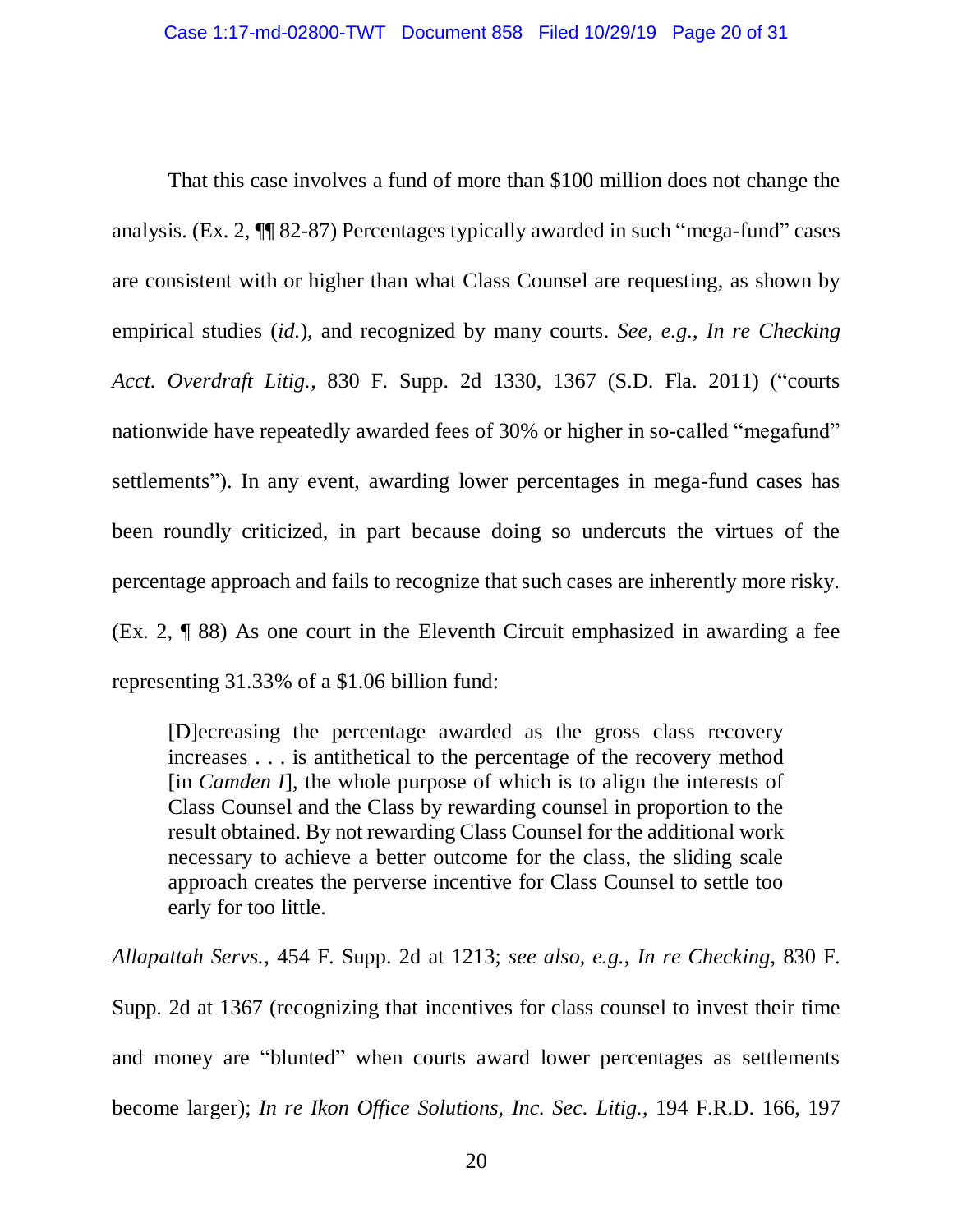That this case involves a fund of more than $100 million does not change the analysis. (Ex. 2, ¶¶ 82-87) Percentages typically awarded in such "mega-fund" cases are consistent with or higher than what Class Counsel are requesting, as shown by empirical studies (*id.*), and recognized by many courts. *See, e.g.*, *In re Checking Acct. Overdraft Litig.*, 830 F. Supp. 2d 1330, 1367 (S.D. Fla. 2011) ("courts nationwide have repeatedly awarded fees of 30% or higher in so-called "megafund" settlements"). In any event, awarding lower percentages in mega-fund cases has been roundly criticized, in part because doing so undercuts the virtues of the percentage approach and fails to recognize that such cases are inherently more risky. (Ex. 2, ¶ 88) As one court in the Eleventh Circuit emphasized in awarding a fee representing 31.33% of a $1.06 billion fund:

> [D]ecreasing the percentage awarded as the gross class recovery increases . . . is antithetical to the percentage of the recovery method [in *Camden I*], the whole purpose of which is to align the interests of Class Counsel and the Class by rewarding counsel in proportion to the result obtained. By not rewarding Class Counsel for the additional work necessary to achieve a better outcome for the class, the sliding scale approach creates the perverse incentive for Class Counsel to settle too early for too little.

*Allapattah Servs.*, 454 F. Supp. 2d at 1213; *see also, e.g.*, *In re Checking*, 830 F. Supp. 2d at 1367 (recognizing that incentives for class counsel to invest their time and money are "blunted" when courts award lower percentages as settlements become larger); *In re Ikon Office Solutions, Inc. Sec. Litig.*, 194 F.R.D. 166, 197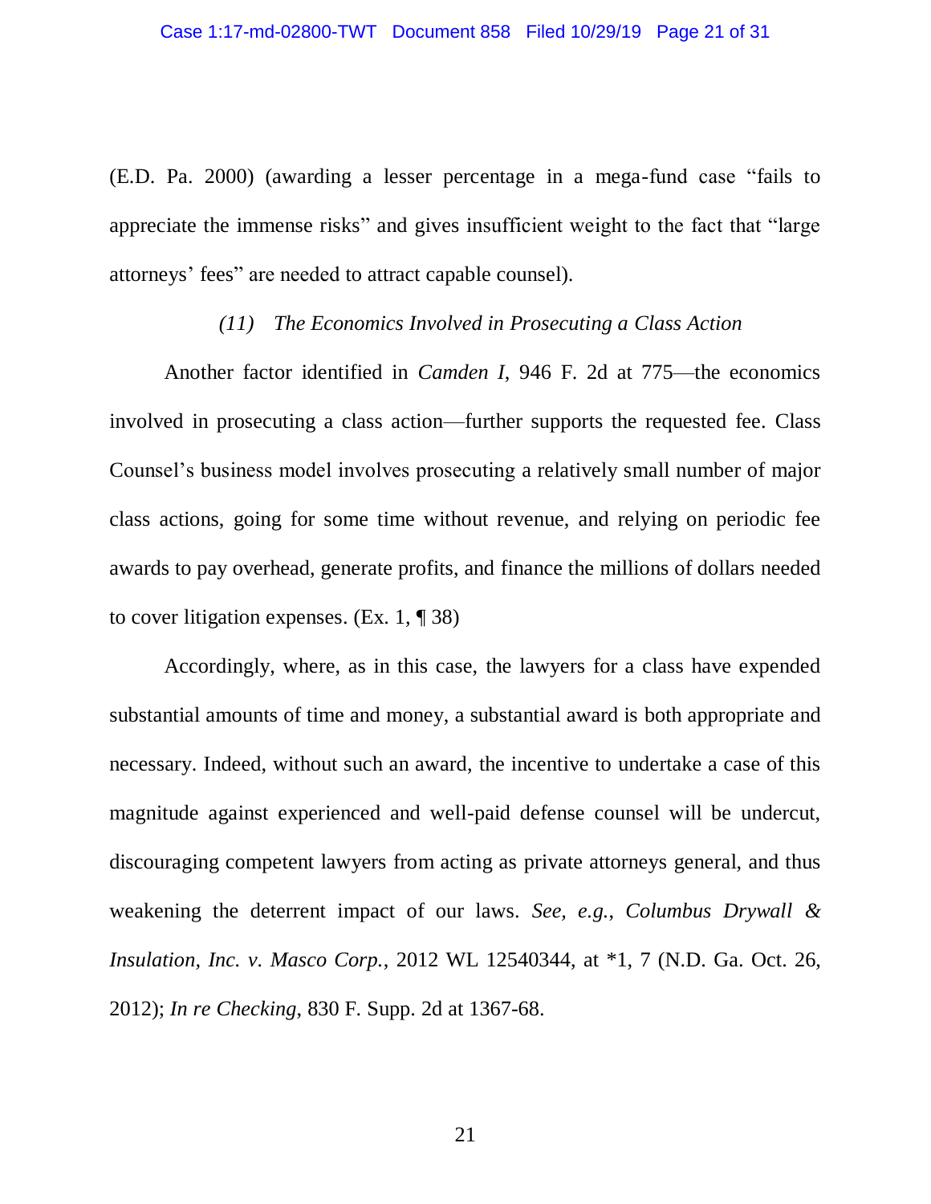(E.D. Pa. 2000) (awarding a lesser percentage in a mega-fund case "fails to appreciate the immense risks" and gives insufficient weight to the fact that "large attorneys' fees" are needed to attract capable counsel).

*(11) The Economics Involved in Prosecuting a Class Action*

Another factor identified in *Camden I*, 946 F. 2d at 775—the economics involved in prosecuting a class action—further supports the requested fee. Class Counsel's business model involves prosecuting a relatively small number of major class actions, going for some time without revenue, and relying on periodic fee awards to pay overhead, generate profits, and finance the millions of dollars needed to cover litigation expenses. (Ex. 1, ¶ 38)

Accordingly, where, as in this case, the lawyers for a class have expended substantial amounts of time and money, a substantial award is both appropriate and necessary. Indeed, without such an award, the incentive to undertake a case of this magnitude against experienced and well-paid defense counsel will be undercut, discouraging competent lawyers from acting as private attorneys general, and thus weakening the deterrent impact of our laws. *See, e.g.*, *Columbus Drywall & Insulation, Inc. v. Masco Corp.*, 2012 WL 12540344, at *1, 7 (N.D. Ga. Oct. 26, 2012); *In re Checking*, 830 F. Supp. 2d at 1367-68.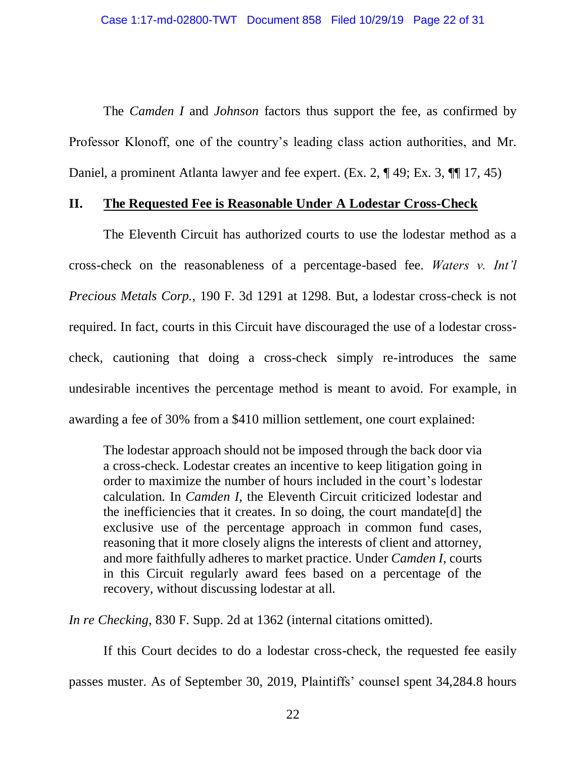The *Camden I* and *Johnson* factors thus support the fee, as confirmed by Professor Klonoff, one of the country's leading class action authorities, and Mr. Daniel, a prominent Atlanta lawyer and fee expert. (Ex. 2, ¶ 49; Ex. 3, ¶¶ 17, 45)

## II. <u>The Requested Fee is Reasonable Under A Lodestar Cross-Check</u>

The Eleventh Circuit has authorized courts to use the lodestar method as a cross-check on the reasonableness of a percentage-based fee. *Waters v. Int'l Precious Metals Corp.*, 190 F. 3d 1291 at 1298. But, a lodestar cross-check is not required. In fact, courts in this Circuit have discouraged the use of a lodestar cross-check, cautioning that doing a cross-check simply re-introduces the same undesirable incentives the percentage method is meant to avoid. For example, in awarding a fee of 30% from a $410 million settlement, one court explained:

> The lodestar approach should not be imposed through the back door via a cross-check. Lodestar creates an incentive to keep litigation going in order to maximize the number of hours included in the court's lodestar calculation. In *Camden I*, the Eleventh Circuit criticized lodestar and the inefficiencies that it creates. In so doing, the court mandate[d] the exclusive use of the percentage approach in common fund cases, reasoning that it more closely aligns the interests of client and attorney, and more faithfully adheres to market practice. Under *Camden I*, courts in this Circuit regularly award fees based on a percentage of the recovery, without discussing lodestar at all.

*In re Checking*, 830 F. Supp. 2d at 1362 (internal citations omitted).

If this Court decides to do a lodestar cross-check, the requested fee easily passes muster. As of September 30, 2019, Plaintiffs' counsel spent 34,284.8 hours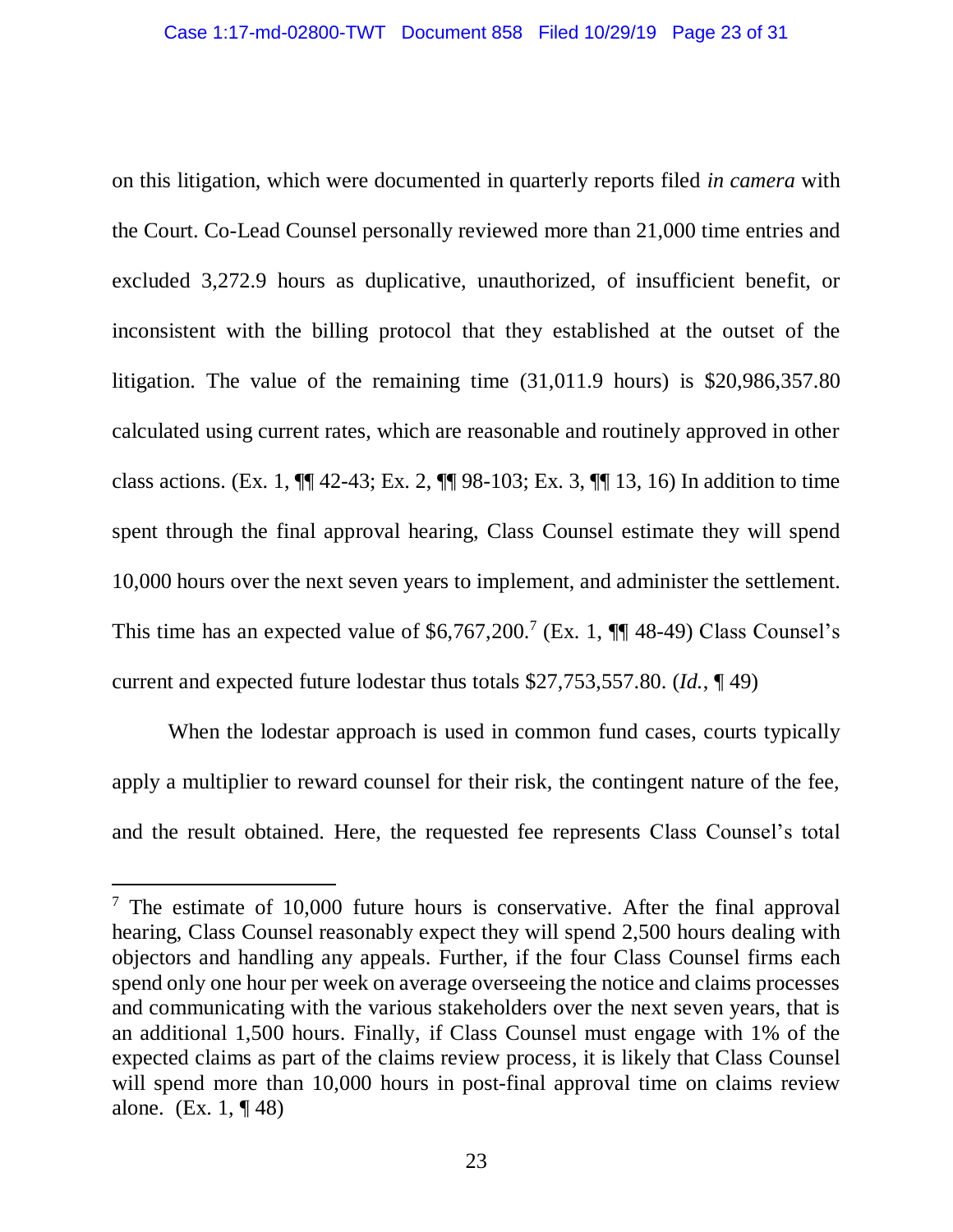on this litigation, which were documented in quarterly reports filed *in camera* with the Court. Co-Lead Counsel personally reviewed more than 21,000 time entries and excluded 3,272.9 hours as duplicative, unauthorized, of insufficient benefit, or inconsistent with the billing protocol that they established at the outset of the litigation. The value of the remaining time (31,011.9 hours) is $20,986,357.80 calculated using current rates, which are reasonable and routinely approved in other class actions. (Ex. 1, ¶¶ 42-43; Ex. 2, ¶¶ 98-103; Ex. 3, ¶¶ 13, 16) In addition to time spent through the final approval hearing, Class Counsel estimate they will spend 10,000 hours over the next seven years to implement, and administer the settlement. This time has an expected value of $6,767,200.[7] (Ex. 1, ¶¶ 48-49) Class Counsel's current and expected future lodestar thus totals $27,753,557.80. (*Id.*, ¶ 49)

When the lodestar approach is used in common fund cases, courts typically apply a multiplier to reward counsel for their risk, the contingent nature of the fee, and the result obtained. Here, the requested fee represents Class Counsel's total

---

[7] The estimate of 10,000 future hours is conservative. After the final approval hearing, Class Counsel reasonably expect they will spend 2,500 hours dealing with objectors and handling any appeals. Further, if the four Class Counsel firms each spend only one hour per week on average overseeing the notice and claims processes and communicating with the various stakeholders over the next seven years, that is an additional 1,500 hours. Finally, if Class Counsel must engage with 1% of the expected claims as part of the claims review process, it is likely that Class Counsel will spend more than 10,000 hours in post-final approval time on claims review alone. (Ex. 1, ¶ 48)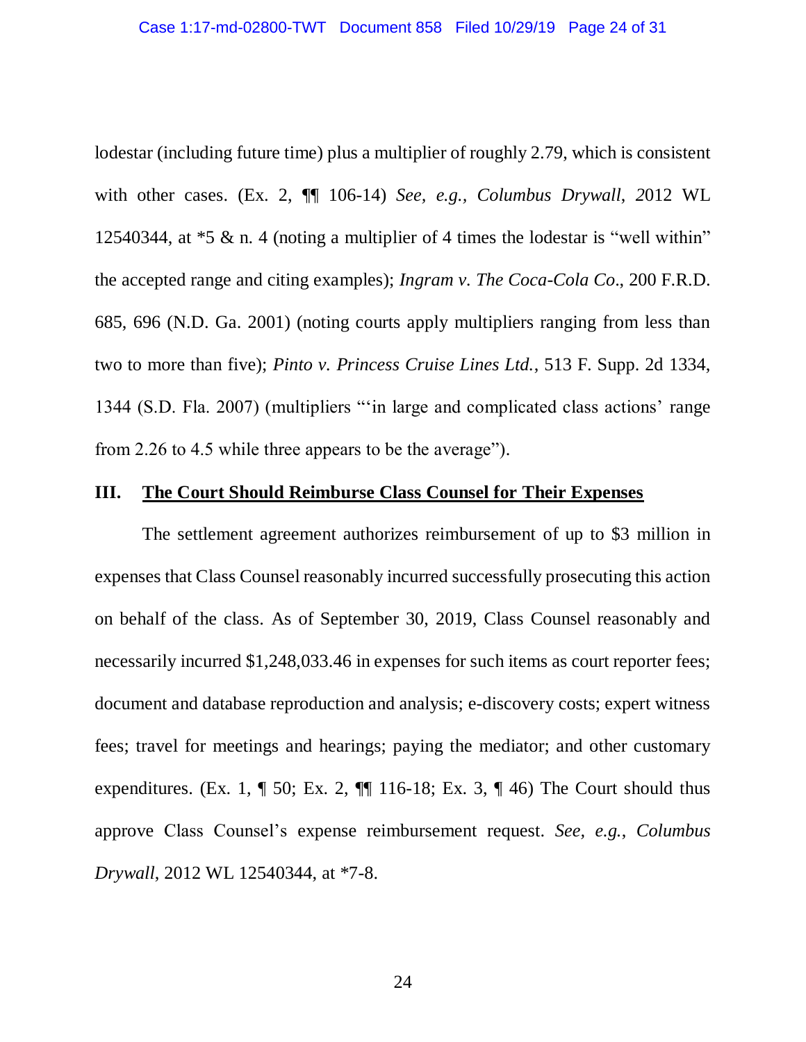lodestar (including future time) plus a multiplier of roughly 2.79, which is consistent with other cases. (Ex. 2, ¶¶ 106-14) *See, e.g.*, *Columbus Drywall*, *2*012 WL 12540344, at *5 & n. 4 (noting a multiplier of 4 times the lodestar is "well within" the accepted range and citing examples); *Ingram v. The Coca-Cola Co*., 200 F.R.D. 685, 696 (N.D. Ga. 2001) (noting courts apply multipliers ranging from less than two to more than five); *Pinto v. Princess Cruise Lines Ltd.*, 513 F. Supp. 2d 1334, 1344 (S.D. Fla. 2007) (multipliers "'in large and complicated class actions' range from 2.26 to 4.5 while three appears to be the average").

## III. <u>The Court Should Reimburse Class Counsel for Their Expenses</u>

The settlement agreement authorizes reimbursement of up to $3 million in expenses that Class Counsel reasonably incurred successfully prosecuting this action on behalf of the class. As of September 30, 2019, Class Counsel reasonably and necessarily incurred $1,248,033.46 in expenses for such items as court reporter fees; document and database reproduction and analysis; e-discovery costs; expert witness fees; travel for meetings and hearings; paying the mediator; and other customary expenditures. (Ex. 1, ¶ 50; Ex. 2, ¶¶ 116-18; Ex. 3, ¶ 46) The Court should thus approve Class Counsel's expense reimbursement request. *See, e.g.*, *Columbus Drywall*, 2012 WL 12540344, at *7-8.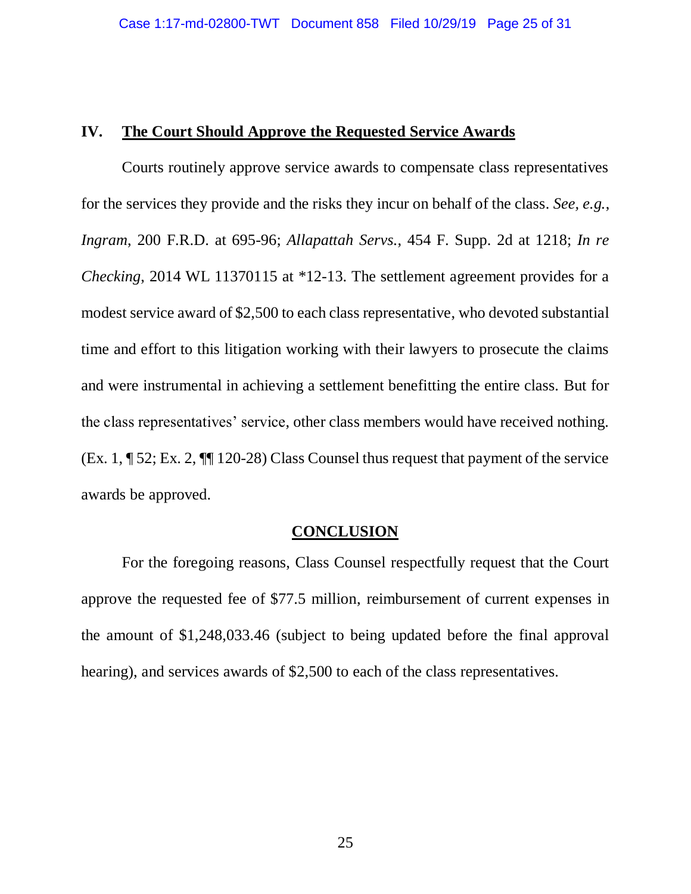## IV. The Court Should Approve the Requested Service Awards

Courts routinely approve service awards to compensate class representatives for the services they provide and the risks they incur on behalf of the class. *See, e.g.*, *Ingram*, 200 F.R.D. at 695-96; *Allapattah Servs.*, 454 F. Supp. 2d at 1218; *In re Checking*, 2014 WL 11370115 at *12-13. The settlement agreement provides for a modest service award of $2,500 to each class representative, who devoted substantial time and effort to this litigation working with their lawyers to prosecute the claims and were instrumental in achieving a settlement benefitting the entire class. But for the class representatives' service, other class members would have received nothing. (Ex. 1, ¶ 52; Ex. 2, ¶¶ 120-28) Class Counsel thus request that payment of the service awards be approved.

## CONCLUSION

For the foregoing reasons, Class Counsel respectfully request that the Court approve the requested fee of $77.5 million, reimbursement of current expenses in the amount of $1,248,033.46 (subject to being updated before the final approval hearing), and services awards of $2,500 to each of the class representatives.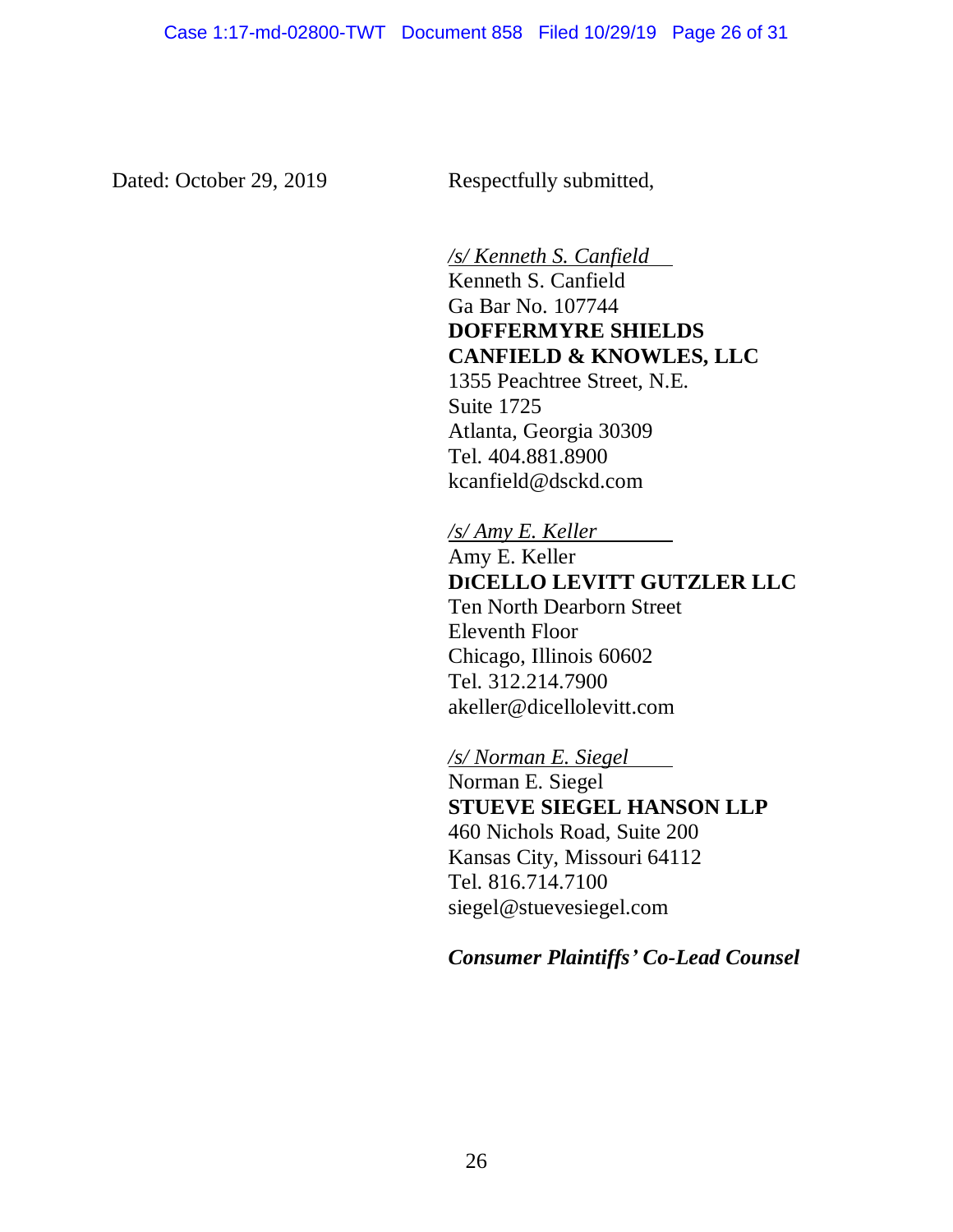Dated: October 29, 2019

Respectfully submitted,

*/s/ Kenneth S. Canfield*
Kenneth S. Canfield
Ga Bar No. 107744
**DOFFERMYRE SHIELDS CANFIELD & KNOWLES, LLC**
1355 Peachtree Street, N.E.
Suite 1725
Atlanta, Georgia 30309
Tel. 404.881.8900
kcanfield@dsckd.com

*/s/ Amy E. Keller*
Amy E. Keller
**DICELLO LEVITT GUTZLER LLC**
Ten North Dearborn Street
Eleventh Floor
Chicago, Illinois 60602
Tel. 312.214.7900
akeller@dicellolevitt.com

*/s/ Norman E. Siegel*
Norman E. Siegel
**STUEVE SIEGEL HANSON LLP**
460 Nichols Road, Suite 200
Kansas City, Missouri 64112
Tel. 816.714.7100
siegel@stuevesiegel.com

***Consumer Plaintiffs' Co-Lead Counsel***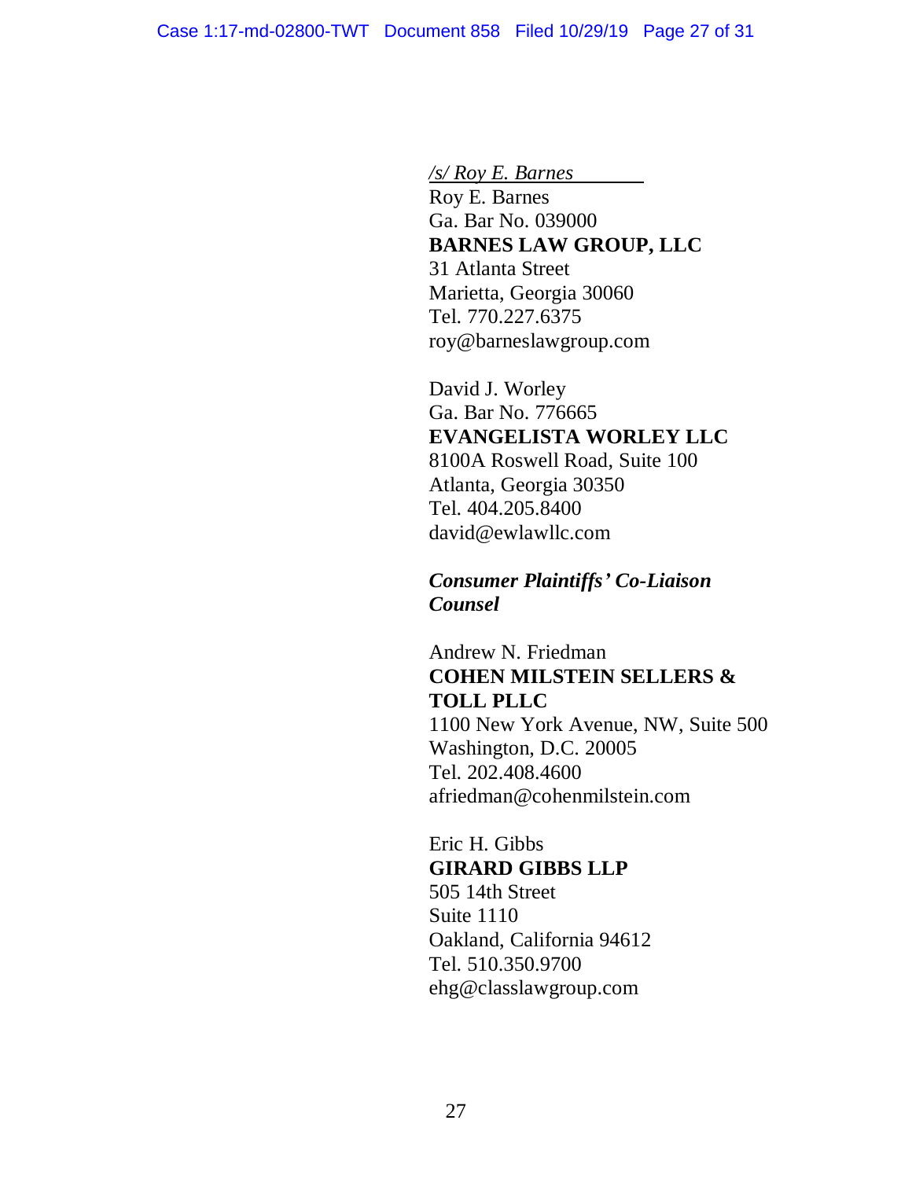*/s/ Roy E. Barnes*

Roy E. Barnes
Ga. Bar No. 039000
**BARNES LAW GROUP, LLC**
31 Atlanta Street
Marietta, Georgia 30060
Tel. 770.227.6375
roy@barneslawgroup.com

David J. Worley
Ga. Bar No. 776665
**EVANGELISTA WORLEY LLC**
8100A Roswell Road, Suite 100
Atlanta, Georgia 30350
Tel. 404.205.8400
david@ewlawllc.com

***Consumer Plaintiffs' Co-Liaison Counsel***

Andrew N. Friedman
**COHEN MILSTEIN SELLERS & TOLL PLLC**
1100 New York Avenue, NW, Suite 500
Washington, D.C. 20005
Tel. 202.408.4600
afriedman@cohenmilstein.com

Eric H. Gibbs
**GIRARD GIBBS LLP**
505 14th Street
Suite 1110
Oakland, California 94612
Tel. 510.350.9700
ehg@classlawgroup.com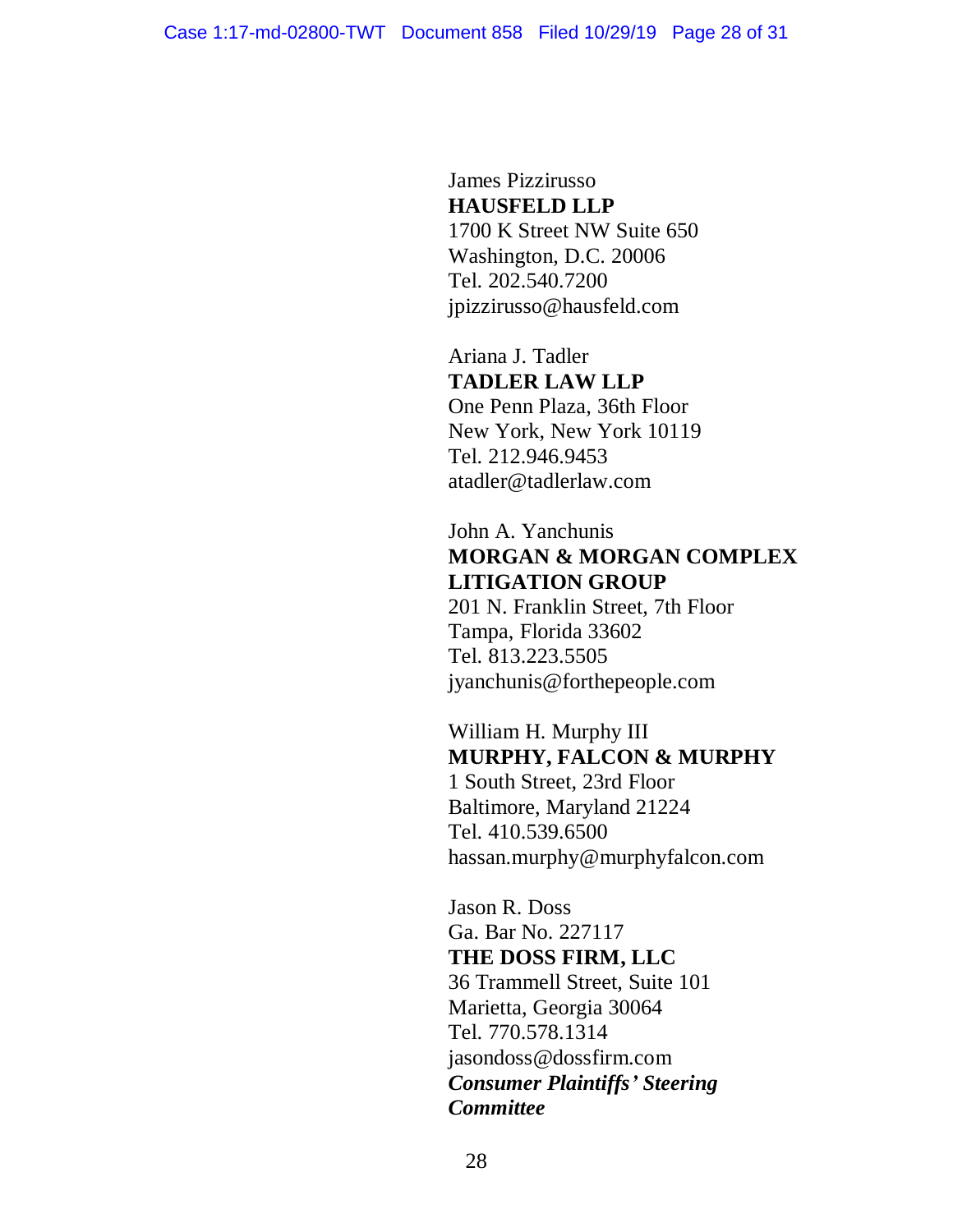James Pizzirusso
**HAUSFELD LLP**
1700 K Street NW Suite 650
Washington, D.C. 20006
Tel. 202.540.7200
jpizzirusso@hausfeld.com

Ariana J. Tadler
**TADLER LAW LLP**
One Penn Plaza, 36th Floor
New York, New York 10119
Tel. 212.946.9453
atadler@tadlerlaw.com

John A. Yanchunis
**MORGAN & MORGAN COMPLEX LITIGATION GROUP**
201 N. Franklin Street, 7th Floor
Tampa, Florida 33602
Tel. 813.223.5505
jyanchunis@forthepeople.com

William H. Murphy III
**MURPHY, FALCON & MURPHY**
1 South Street, 23rd Floor
Baltimore, Maryland 21224
Tel. 410.539.6500
hassan.murphy@murphyfalcon.com

Jason R. Doss
Ga. Bar No. 227117
**THE DOSS FIRM, LLC**
36 Trammell Street, Suite 101
Marietta, Georgia 30064
Tel. 770.578.1314
jasondoss@dossfirm.com
***Consumer Plaintiffs' Steering Committee***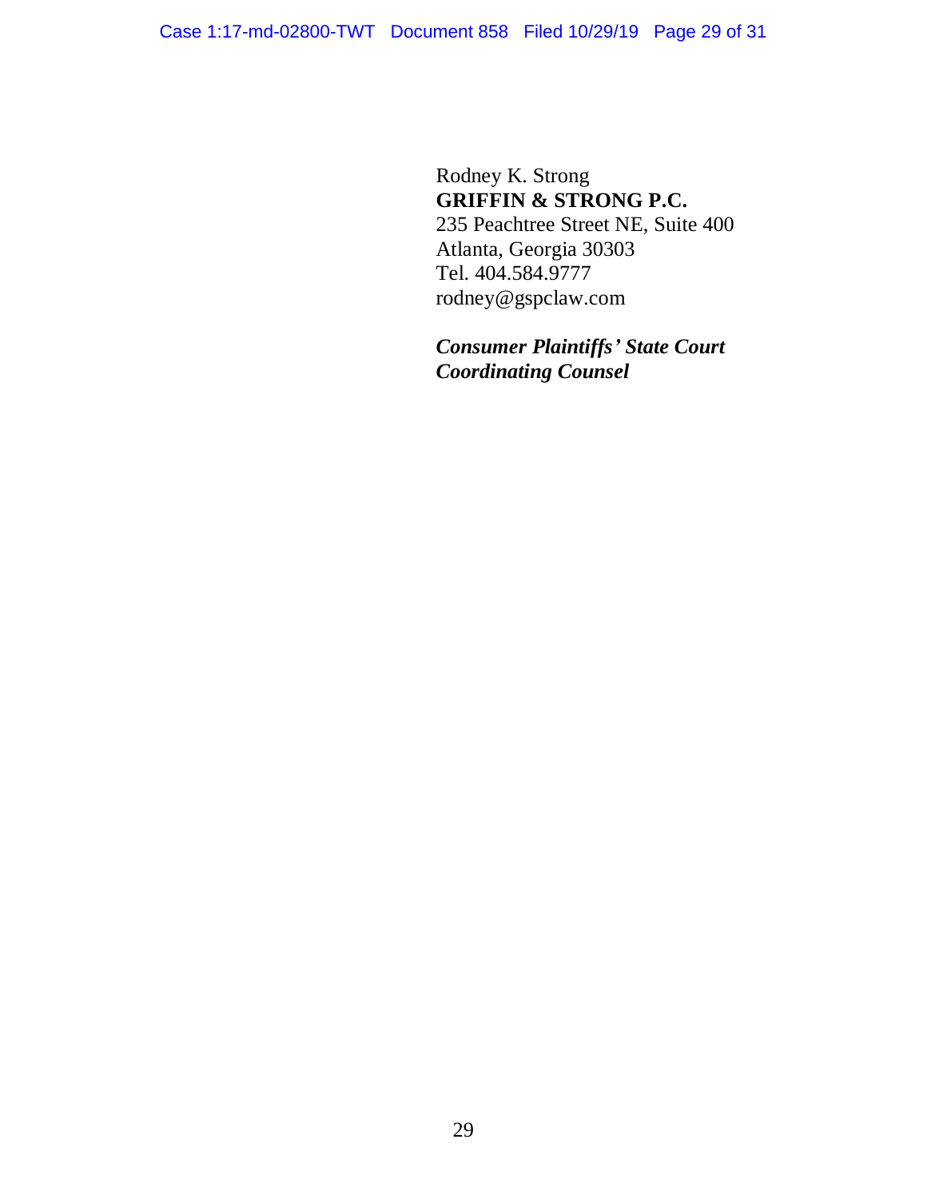Rodney K. Strong
**GRIFFIN & STRONG P.C.**
235 Peachtree Street NE, Suite 400
Atlanta, Georgia 30303
Tel. 404.584.9777
rodney@gspclaw.com

***Consumer Plaintiffs' State Court Coordinating Counsel***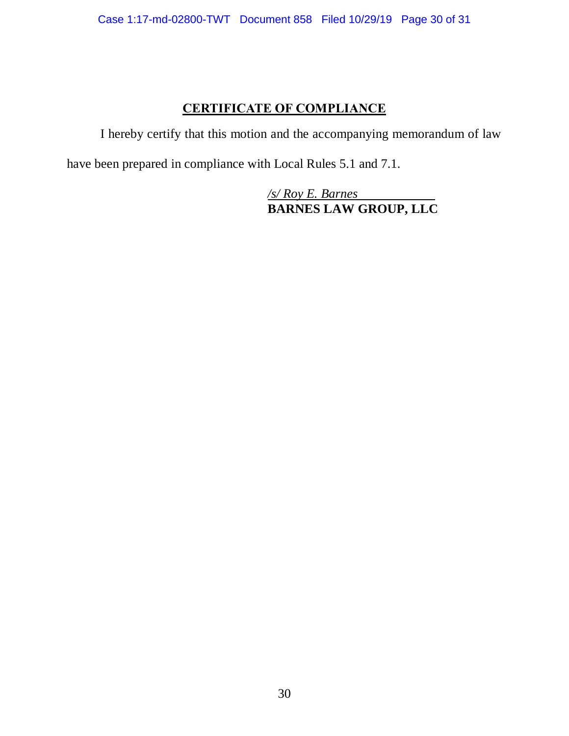## CERTIFICATE OF COMPLIANCE

I hereby certify that this motion and the accompanying memorandum of law have been prepared in compliance with Local Rules 5.1 and 7.1.

*/s/ Roy E. Barnes*
**BARNES LAW GROUP, LLC**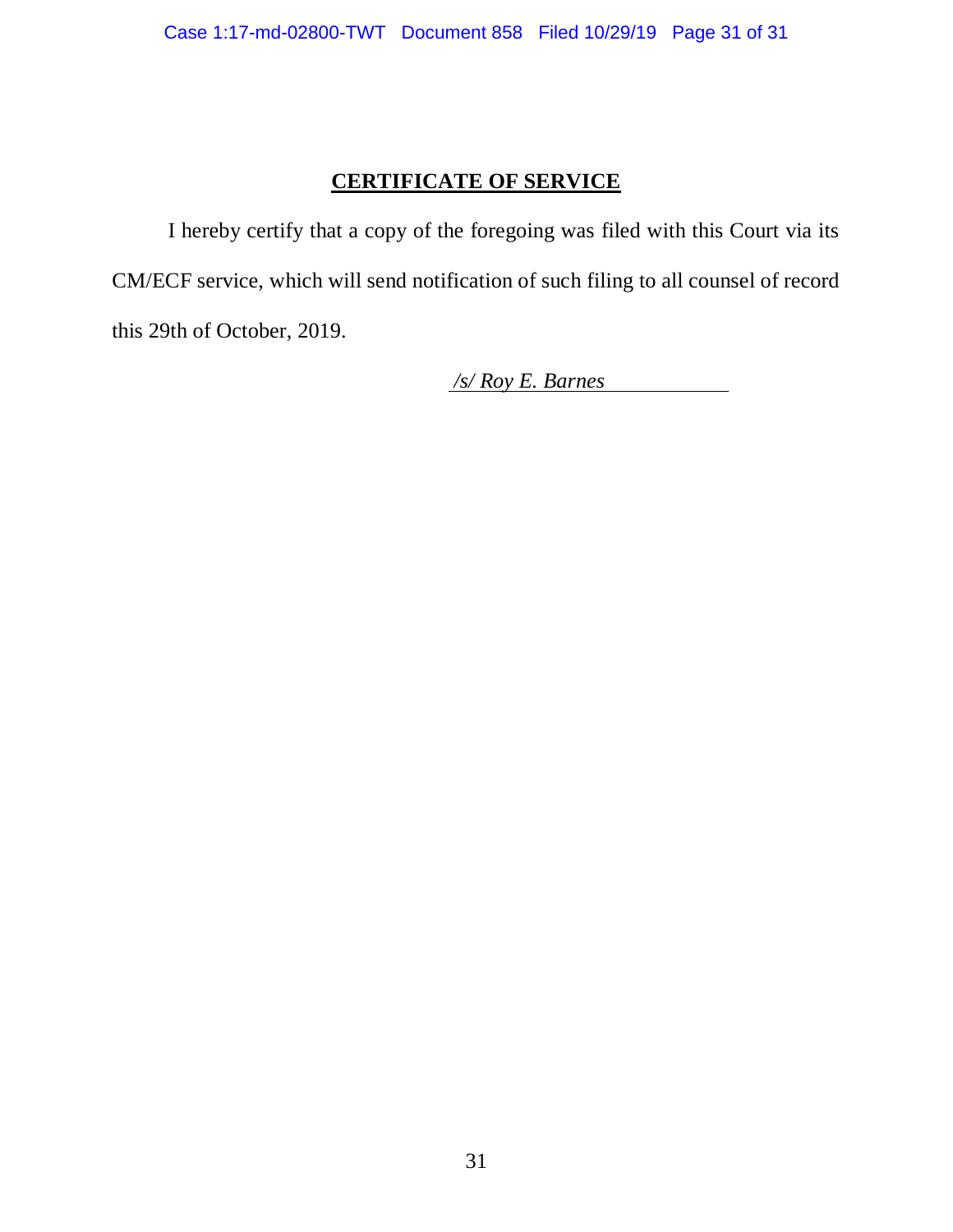## CERTIFICATE OF SERVICE

I hereby certify that a copy of the foregoing was filed with this Court via its CM/ECF service, which will send notification of such filing to all counsel of record this 29th of October, 2019.

*/s/ Roy E. Barnes*